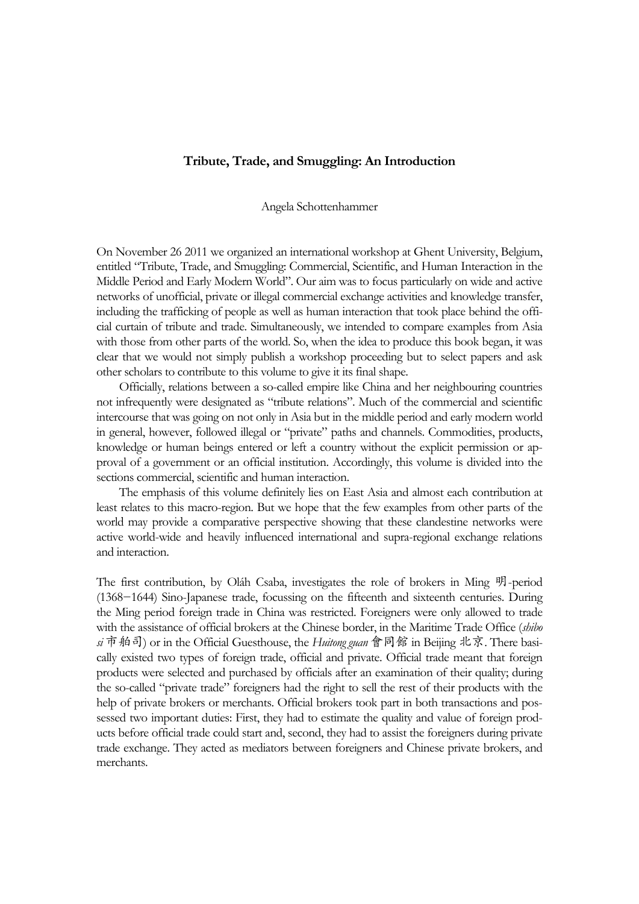# Tribute, Trade, and Smuggling: An Introduction

Angela Schottenhammer

On November 26 2011 we organized an international workshop at Ghent University, Belgium, entitled "Tribute, Trade, and Smuggling: Commercial, Scientific, and Human Interaction in the Middle Period and Early Modern World". Our aim was to focus particularly on wide and active networks of unofficial, private or illegal commercial exchange activities and knowledge transfer, including the trafficking of people as well as human interaction that took place behind the official curtain of tribute and trade. Simultaneously, we intended to compare examples from Asia with those from other parts of the world. So, when the idea to produce this book began, it was clear that we would not simply publish a workshop proceeding but to select papers and ask other scholars to contribute to this volume to give it its final shape.

Officially, relations between a so-called empire like China and her neighbouring countries not infrequently were designated as "tribute relations". Much of the commercial and scientific intercourse that was going on not only in Asia but in the middle period and early modern world in general, however, followed illegal or "private" paths and channels. Commodities, products, knowledge or human beings entered or left a country without the explicit permission or approval of a government or an official institution. Accordingly, this volume is divided into the sections commercial, scientific and human interaction.

The emphasis of this volume definitely lies on East Asia and almost each contribution at least relates to this macro-region. But we hope that the few examples from other parts of the world may provide a comparative perspective showing that these clandestine networks were active world-wide and heavily influenced international and supra-regional exchange relations and interaction.

The first contribution, by Oláh Csaba, investigates the role of brokers in Ming 明-period (1368–1644) Sino-Japanese trade, focussing on the fifteenth and sixteenth centuries. During the Ming period foreign trade in China was restricted. Foreigners were only allowed to trade with the assistance of official brokers at the Chinese border, in the Maritime Trade Office (*shibo si* 市舶司) or in the Official Guesthouse, the *Huitong guan* 會同館 in Beijing 北京. There basically existed two types of foreign trade, official and private. Official trade meant that foreign products were selected and purchased by officials after an examination of their quality; during the so-called "private trade" foreigners had the right to sell the rest of their products with the help of private brokers or merchants. Official brokers took part in both transactions and possessed two important duties: First, they had to estimate the quality and value of foreign products before official trade could start and, second, they had to assist the foreigners during private trade exchange. They acted as mediators between foreigners and Chinese private brokers, and merchants.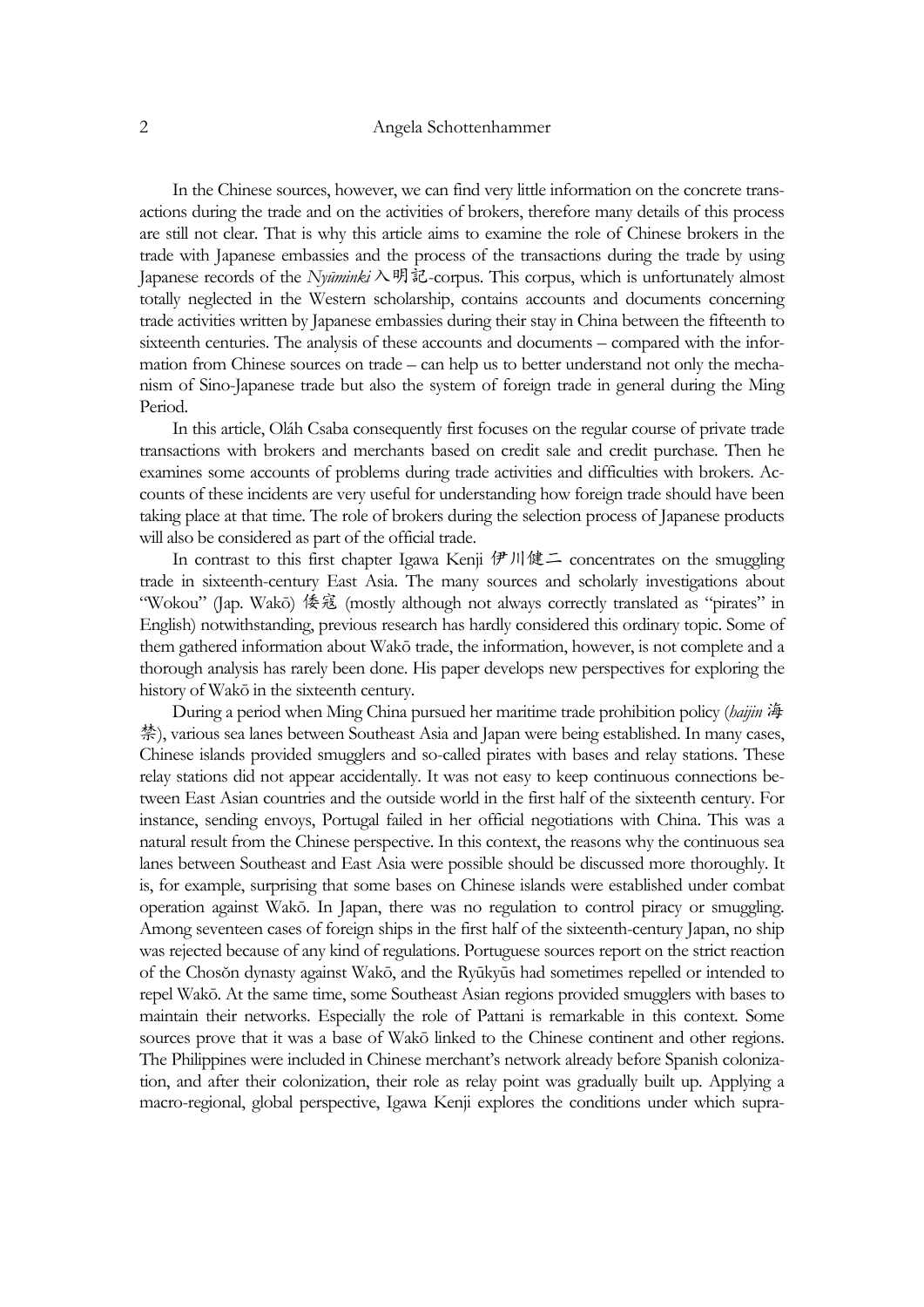In the Chinese sources, however, we can find very little information on the concrete transactions during the trade and on the activities of brokers, therefore many details of this process are still not clear. That is why this article aims to examine the role of Chinese brokers in the trade with Japanese embassies and the process of the transactions during the trade by using Japanese records of the *Nyūminki* 入明記-corpus. This corpus, which is unfortunately almost totally neglected in the Western scholarship, contains accounts and documents concerning trade activities written by Japanese embassies during their stay in China between the fifteenth to sixteenth centuries. The analysis of these accounts and documents – compared with the information from Chinese sources on trade – can help us to better understand not only the mechanism of Sino-Japanese trade but also the system of foreign trade in general during the Ming Period.

In this article, Oláh Csaba consequently first focuses on the regular course of private trade transactions with brokers and merchants based on credit sale and credit purchase. Then he examines some accounts of problems during trade activities and difficulties with brokers. Accounts of these incidents are very useful for understanding how foreign trade should have been taking place at that time. The role of brokers during the selection process of Japanese products will also be considered as part of the official trade.

In contrast to this first chapter Igawa Kenji 伊川健二 concentrates on the smuggling trade in sixteenth-century East Asia. The many sources and scholarly investigations about "Wokou" (Jap. Wakō) 倭寇 (mostly although not always correctly translated as "pirates" in English) notwithstanding, previous research has hardly considered this ordinary topic. Some of them gathered information about Wakō trade, the information, however, is not complete and a thorough analysis has rarely been done. His paper develops new perspectives for exploring the history of Wakō in the sixteenth century.

During a period when Ming China pursued her maritime trade prohibition policy (*haijin* 海禁), various sea lanes between Southeast Asia and Japan were being established. In many cases, Chinese islands provided smugglers and so-called pirates with bases and relay stations. These relay stations did not appear accidentally. It was not easy to keep continuous connections between East Asian countries and the outside world in the first half of the sixteenth century. For instance, sending envoys, Portugal failed in her official negotiations with China. This was a natural result from the Chinese perspective. In this context, the reasons why the continuous sea lanes between Southeast and East Asia were possible should be discussed more thoroughly. It is, for example, surprising that some bases on Chinese islands were established under combat operation against Wakō. In Japan, there was no regulation to control piracy or smuggling. Among seventeen cases of foreign ships in the first half of the sixteenth-century Japan, no ship was rejected because of any kind of regulations. Portuguese sources report on the strict reaction of the Chosŏn dynasty against Wakō, and the Ryūkyūs had sometimes repelled or intended to repel Wakō. At the same time, some Southeast Asian regions provided smugglers with bases to maintain their networks. Especially the role of Pattani is remarkable in this context. Some sources prove that it was a base of Wakō linked to the Chinese continent and other regions. The Philippines were included in Chinese merchant's network already before Spanish colonization, and after their colonization, their role as relay point was gradually built up. Applying a macro-regional, global perspective, Igawa Kenji explores the conditions under which supra-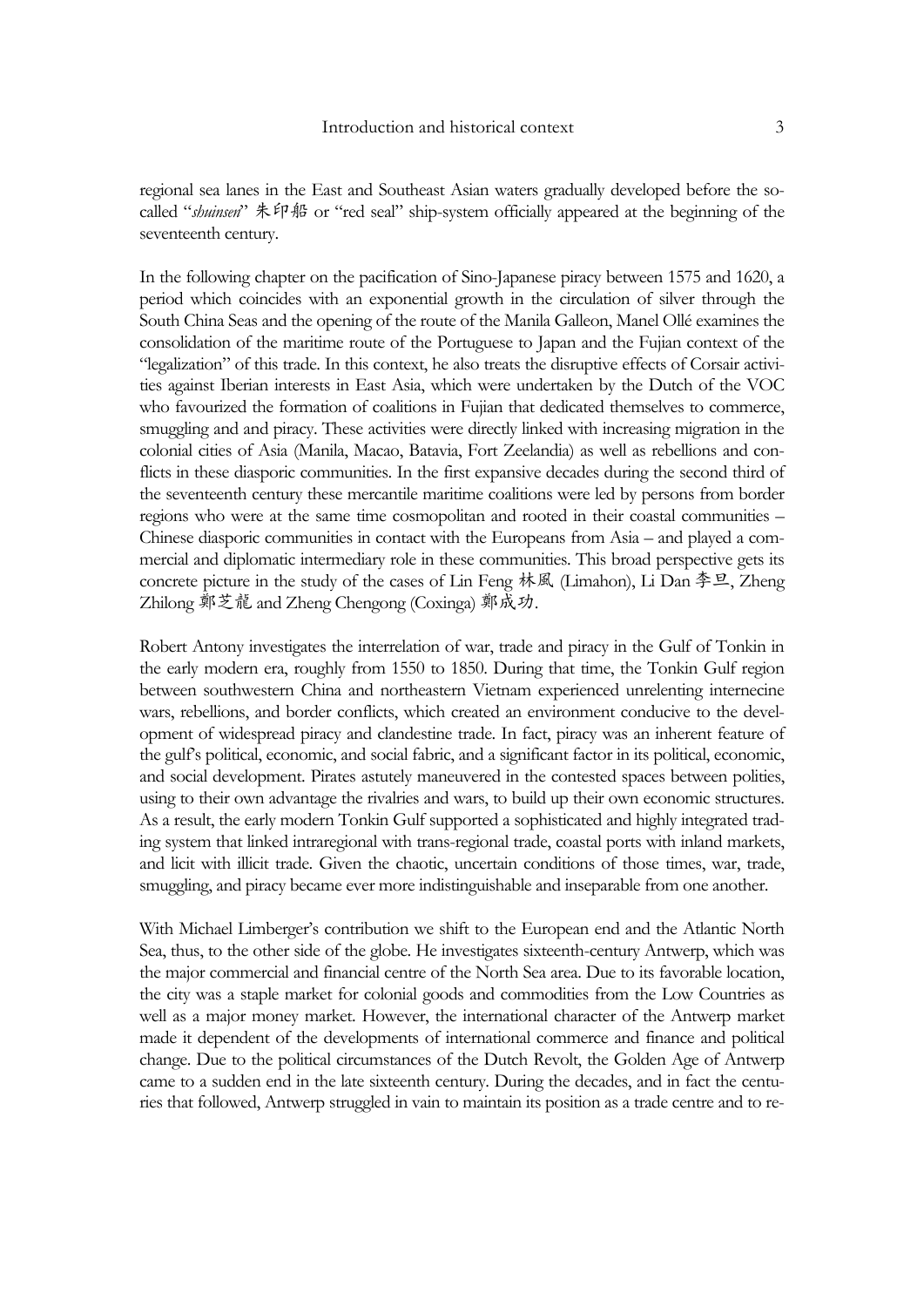regional sea lanes in the East and Southeast Asian waters gradually developed before the so-called "*shuinsen*" 朱印船 or "red seal" ship-system officially appeared at the beginning of the seventeenth century.

In the following chapter on the pacification of Sino-Japanese piracy between 1575 and 1620, a period which coincides with an exponential growth in the circulation of silver through the South China Seas and the opening of the route of the Manila Galleon, Manel Ollé examines the consolidation of the maritime route of the Portuguese to Japan and the Fujian context of the "legalization" of this trade. In this context, he also treats the disruptive effects of Corsair activities against Iberian interests in East Asia, which were undertaken by the Dutch of the VOC who favourized the formation of coalitions in Fujian that dedicated themselves to commerce, smuggling and and piracy. These activities were directly linked with increasing migration in the colonial cities of Asia (Manila, Macao, Batavia, Fort Zeelandia) as well as rebellions and conflicts in these diasporic communities. In the first expansive decades during the second third of the seventeenth century these mercantile maritime coalitions were led by persons from border regions who were at the same time cosmopolitan and rooted in their coastal communities – Chinese diasporic communities in contact with the Europeans from Asia – and played a commercial and diplomatic intermediary role in these communities. This broad perspective gets its concrete picture in the study of the cases of Lin Feng 林風 (Limahon), Li Dan 李旦, Zheng Zhilong 鄭芝龍 and Zheng Chengong (Coxinga) 鄭成功.

Robert Antony investigates the interrelation of war, trade and piracy in the Gulf of Tonkin in the early modern era, roughly from 1550 to 1850. During that time, the Tonkin Gulf region between southwestern China and northeastern Vietnam experienced unrelenting internecine wars, rebellions, and border conflicts, which created an environment conducive to the development of widespread piracy and clandestine trade. In fact, piracy was an inherent feature of the gulf's political, economic, and social fabric, and a significant factor in its political, economic, and social development. Pirates astutely maneuvered in the contested spaces between polities, using to their own advantage the rivalries and wars, to build up their own economic structures. As a result, the early modern Tonkin Gulf supported a sophisticated and highly integrated trading system that linked intraregional with trans-regional trade, coastal ports with inland markets, and licit with illicit trade. Given the chaotic, uncertain conditions of those times, war, trade, smuggling, and piracy became ever more indistinguishable and inseparable from one another.

With Michael Limberger's contribution we shift to the European end and the Atlantic North Sea, thus, to the other side of the globe. He investigates sixteenth-century Antwerp, which was the major commercial and financial centre of the North Sea area. Due to its favorable location, the city was a staple market for colonial goods and commodities from the Low Countries as well as a major money market. However, the international character of the Antwerp market made it dependent of the developments of international commerce and finance and political change. Due to the political circumstances of the Dutch Revolt, the Golden Age of Antwerp came to a sudden end in the late sixteenth century. During the decades, and in fact the centuries that followed, Antwerp struggled in vain to maintain its position as a trade centre and to re-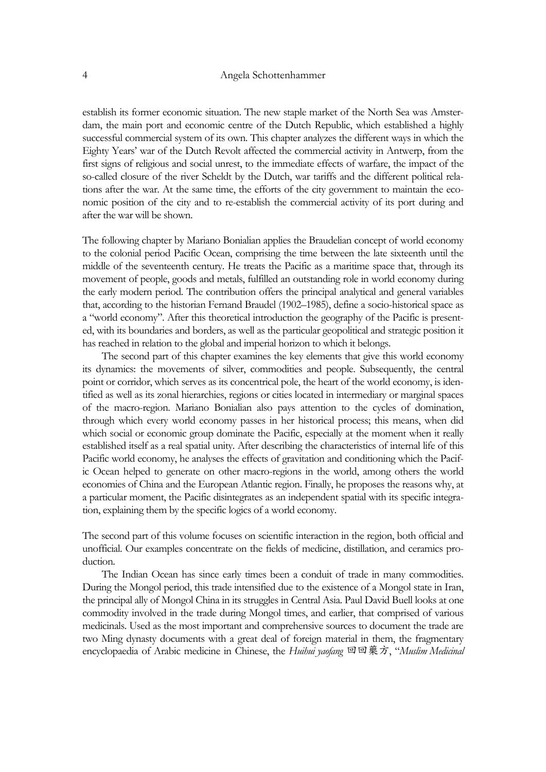establish its former economic situation. The new staple market of the North Sea was Amsterdam, the main port and economic centre of the Dutch Republic, which established a highly successful commercial system of its own. This chapter analyzes the different ways in which the Eighty Years' war of the Dutch Revolt affected the commercial activity in Antwerp, from the first signs of religious and social unrest, to the immediate effects of warfare, the impact of the so-called closure of the river Scheldt by the Dutch, war tariffs and the different political relations after the war. At the same time, the efforts of the city government to maintain the economic position of the city and to re-establish the commercial activity of its port during and after the war will be shown.

The following chapter by Mariano Bonialian applies the Braudelian concept of world economy to the colonial period Pacific Ocean, comprising the time between the late sixteenth until the middle of the seventeenth century. He treats the Pacific as a maritime space that, through its movement of people, goods and metals, fulfilled an outstanding role in world economy during the early modern period. The contribution offers the principal analytical and general variables that, according to the historian Fernand Braudel (1902–1985), define a socio-historical space as a "world economy". After this theoretical introduction the geography of the Pacific is presented, with its boundaries and borders, as well as the particular geopolitical and strategic position it has reached in relation to the global and imperial horizon to which it belongs.

The second part of this chapter examines the key elements that give this world economy its dynamics: the movements of silver, commodities and people. Subsequently, the central point or corridor, which serves as its concentrical pole, the heart of the world economy, is identified as well as its zonal hierarchies, regions or cities located in intermediary or marginal spaces of the macro-region. Mariano Bonialian also pays attention to the cycles of domination, through which every world economy passes in her historical process; this means, when did which social or economic group dominate the Pacific, especially at the moment when it really established itself as a real spatial unity. After describing the characteristics of internal life of this Pacific world economy, he analyses the effects of gravitation and conditioning which the Pacific Ocean helped to generate on other macro-regions in the world, among others the world economies of China and the European Atlantic region. Finally, he proposes the reasons why, at a particular moment, the Pacific disintegrates as an independent spatial with its specific integration, explaining them by the specific logics of a world economy.

The second part of this volume focuses on scientific interaction in the region, both official and unofficial. Our examples concentrate on the fields of medicine, distillation, and ceramics production.

The Indian Ocean has since early times been a conduit of trade in many commodities. During the Mongol period, this trade intensified due to the existence of a Mongol state in Iran, the principal ally of Mongol China in its struggles in Central Asia. Paul David Buell looks at one commodity involved in the trade during Mongol times, and earlier, that comprised of various medicinals. Used as the most important and comprehensive sources to document the trade are two Ming dynasty documents with a great deal of foreign material in them, the fragmentary encyclopaedia of Arabic medicine in Chinese, the *Huihui yaofang* 回回藥方, "*Muslim Medicinal*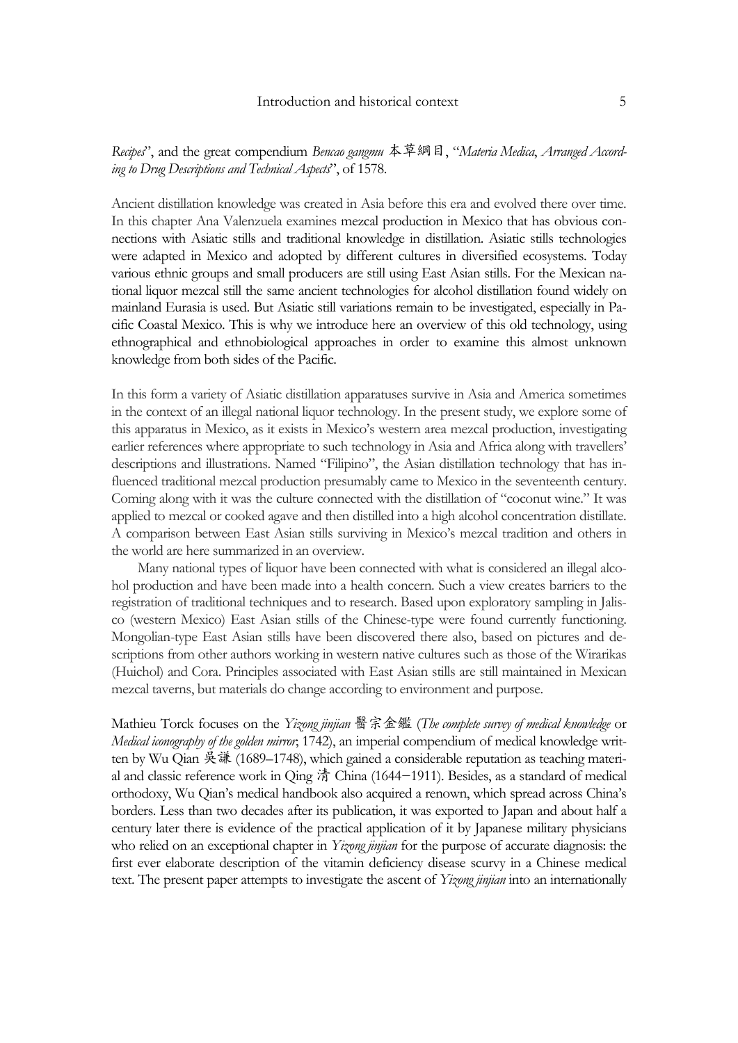*Recipes*", and the great compendium *Bencao gangmu* 本草綱目, "*Materia Medica, Arranged According to Drug Descriptions and Technical Aspects*", of 1578.

Ancient distillation knowledge was created in Asia before this era and evolved there over time. In this chapter Ana Valenzuela examines mezcal production in Mexico that has obvious connections with Asiatic stills and traditional knowledge in distillation. Asiatic stills technologies were adapted in Mexico and adopted by different cultures in diversified ecosystems. Today various ethnic groups and small producers are still using East Asian stills. For the Mexican national liquor mezcal still the same ancient technologies for alcohol distillation found widely on mainland Eurasia is used. But Asiatic still variations remain to be investigated, especially in Pacific Coastal Mexico. This is why we introduce here an overview of this old technology, using ethnographical and ethnobiological approaches in order to examine this almost unknown knowledge from both sides of the Pacific.

In this form a variety of Asiatic distillation apparatuses survive in Asia and America sometimes in the context of an illegal national liquor technology. In the present study, we explore some of this apparatus in Mexico, as it exists in Mexico's western area mezcal production, investigating earlier references where appropriate to such technology in Asia and Africa along with travellers' descriptions and illustrations. Named "Filipino", the Asian distillation technology that has influenced traditional mezcal production presumably came to Mexico in the seventeenth century. Coming along with it was the culture connected with the distillation of "coconut wine." It was applied to mezcal or cooked agave and then distilled into a high alcohol concentration distillate. A comparison between East Asian stills surviving in Mexico's mezcal tradition and others in the world are here summarized in an overview.

Many national types of liquor have been connected with what is considered an illegal alcohol production and have been made into a health concern. Such a view creates barriers to the registration of traditional techniques and to research. Based upon exploratory sampling in Jalisco (western Mexico) East Asian stills of the Chinese-type were found currently functioning. Mongolian-type East Asian stills have been discovered there also, based on pictures and descriptions from other authors working in western native cultures such as those of the Wirarikas (Huichol) and Cora. Principles associated with East Asian stills are still maintained in Mexican mezcal taverns, but materials do change according to environment and purpose.

Mathieu Torck focuses on the *Yizong jinjian* 醫宗金鑑 (*The complete survey of medical knowledge* or *Medical iconography of the golden mirror*; 1742), an imperial compendium of medical knowledge written by Wu Qian 吳謙 (1689–1748), which gained a considerable reputation as teaching material and classic reference work in Qing 清 China (1644−1911). Besides, as a standard of medical orthodoxy, Wu Qian's medical handbook also acquired a renown, which spread across China's borders. Less than two decades after its publication, it was exported to Japan and about half a century later there is evidence of the practical application of it by Japanese military physicians who relied on an exceptional chapter in *Yizong jinjian* for the purpose of accurate diagnosis: the first ever elaborate description of the vitamin deficiency disease scurvy in a Chinese medical text. The present paper attempts to investigate the ascent of *Yizong jinjian* into an internationally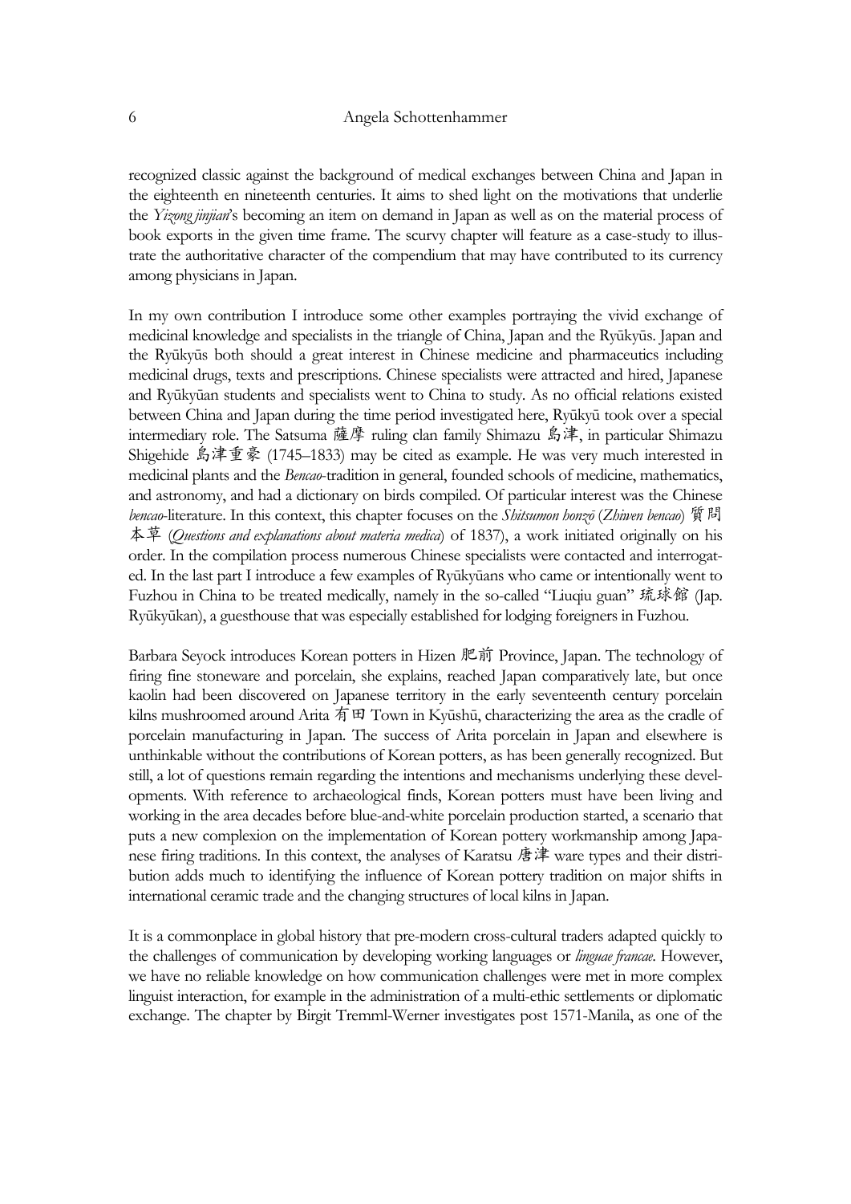recognized classic against the background of medical exchanges between China and Japan in the eighteenth en nineteenth centuries. It aims to shed light on the motivations that underlie the *Yizong jinjian*'s becoming an item on demand in Japan as well as on the material process of book exports in the given time frame. The scurvy chapter will feature as a case-study to illustrate the authoritative character of the compendium that may have contributed to its currency among physicians in Japan.

In my own contribution I introduce some other examples portraying the vivid exchange of medicinal knowledge and specialists in the triangle of China, Japan and the Ryūkyūs. Japan and the Ryūkyūs both should a great interest in Chinese medicine and pharmaceutics including medicinal drugs, texts and prescriptions. Chinese specialists were attracted and hired, Japanese and Ryūkyūan students and specialists went to China to study. As no official relations existed between China and Japan during the time period investigated here, Ryūkyū took over a special intermediary role. The Satsuma 薩摩 ruling clan family Shimazu 島津, in particular Shimazu Shigehide 島津重豪 (1745–1833) may be cited as example. He was very much interested in medicinal plants and the *Bencao*-tradition in general, founded schools of medicine, mathematics, and astronomy, and had a dictionary on birds compiled. Of particular interest was the Chinese *bencao*-literature. In this context, this chapter focuses on the *Shitsumon honzō* (*Zhiwen bencao*) 質問本草 (*Questions and explanations about materia medica*) of 1837), a work initiated originally on his order. In the compilation process numerous Chinese specialists were contacted and interrogated. In the last part I introduce a few examples of Ryūkyūans who came or intentionally went to Fuzhou in China to be treated medically, namely in the so-called "Liuqiu guan" 琉球館 (Jap. Ryūkyūkan), a guesthouse that was especially established for lodging foreigners in Fuzhou.

Barbara Seyock introduces Korean potters in Hizen 肥前 Province, Japan. The technology of firing fine stoneware and porcelain, she explains, reached Japan comparatively late, but once kaolin had been discovered on Japanese territory in the early seventeenth century porcelain kilns mushroomed around Arita 有田 Town in Kyūshū, characterizing the area as the cradle of porcelain manufacturing in Japan. The success of Arita porcelain in Japan and elsewhere is unthinkable without the contributions of Korean potters, as has been generally recognized. But still, a lot of questions remain regarding the intentions and mechanisms underlying these developments. With reference to archaeological finds, Korean potters must have been living and working in the area decades before blue-and-white porcelain production started, a scenario that puts a new complexion on the implementation of Korean pottery workmanship among Japanese firing traditions. In this context, the analyses of Karatsu 唐津 ware types and their distribution adds much to identifying the influence of Korean pottery tradition on major shifts in international ceramic trade and the changing structures of local kilns in Japan.

It is a commonplace in global history that pre-modern cross-cultural traders adapted quickly to the challenges of communication by developing working languages or *linguae francae*. However, we have no reliable knowledge on how communication challenges were met in more complex linguist interaction, for example in the administration of a multi-ethic settlements or diplomatic exchange. The chapter by Birgit Tremml-Werner investigates post 1571-Manila, as one of the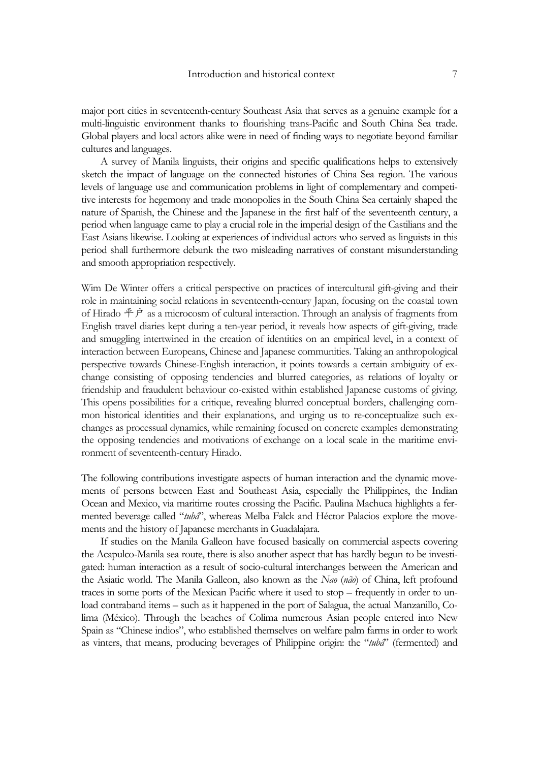major port cities in seventeenth-century Southeast Asia that serves as a genuine example for a multi-linguistic environment thanks to flourishing trans-Pacific and South China Sea trade. Global players and local actors alike were in need of finding ways to negotiate beyond familiar cultures and languages.

A survey of Manila linguists, their origins and specific qualifications helps to extensively sketch the impact of language on the connected histories of China Sea region. The various levels of language use and communication problems in light of complementary and competitive interests for hegemony and trade monopolies in the South China Sea certainly shaped the nature of Spanish, the Chinese and the Japanese in the first half of the seventeenth century, a period when language came to play a crucial role in the imperial design of the Castilians and the East Asians likewise. Looking at experiences of individual actors who served as linguists in this period shall furthermore debunk the two misleading narratives of constant misunderstanding and smooth appropriation respectively.

Wim De Winter offers a critical perspective on practices of intercultural gift-giving and their role in maintaining social relations in seventeenth-century Japan, focusing on the coastal town of Hirado 平戸 as a microcosm of cultural interaction. Through an analysis of fragments from English travel diaries kept during a ten-year period, it reveals how aspects of gift-giving, trade and smuggling intertwined in the creation of identities on an empirical level, in a context of interaction between Europeans, Chinese and Japanese communities. Taking an anthropological perspective towards Chinese-English interaction, it points towards a certain ambiguity of exchange consisting of opposing tendencies and blurred categories, as relations of loyalty or friendship and fraudulent behaviour co-existed within established Japanese customs of giving. This opens possibilities for a critique, revealing blurred conceptual borders, challenging common historical identities and their explanations, and urging us to re-conceptualize such exchanges as processual dynamics, while remaining focused on concrete examples demonstrating the opposing tendencies and motivations of exchange on a local scale in the maritime environment of seventeenth-century Hirado.

The following contributions investigate aspects of human interaction and the dynamic movements of persons between East and Southeast Asia, especially the Philippines, the Indian Ocean and Mexico, via maritime routes crossing the Pacific. Paulina Machuca highlights a fermented beverage called "*tubâ*", whereas Melba Falck and Héctor Palacios explore the movements and the history of Japanese merchants in Guadalajara.

If studies on the Manila Galleon have focused basically on commercial aspects covering the Acapulco-Manila sea route, there is also another aspect that has hardly begun to be investigated: human interaction as a result of socio-cultural interchanges between the American and the Asiatic world. The Manila Galleon, also known as the *Nao* (*não*) of China, left profound traces in some ports of the Mexican Pacific where it used to stop – frequently in order to unload contraband items – such as it happened in the port of Salagua, the actual Manzanillo, Colima (México). Through the beaches of Colima numerous Asian people entered into New Spain as "Chinese indios", who established themselves on welfare palm farms in order to work as vinters, that means, producing beverages of Philippine origin: the "*tubâ*" (fermented) and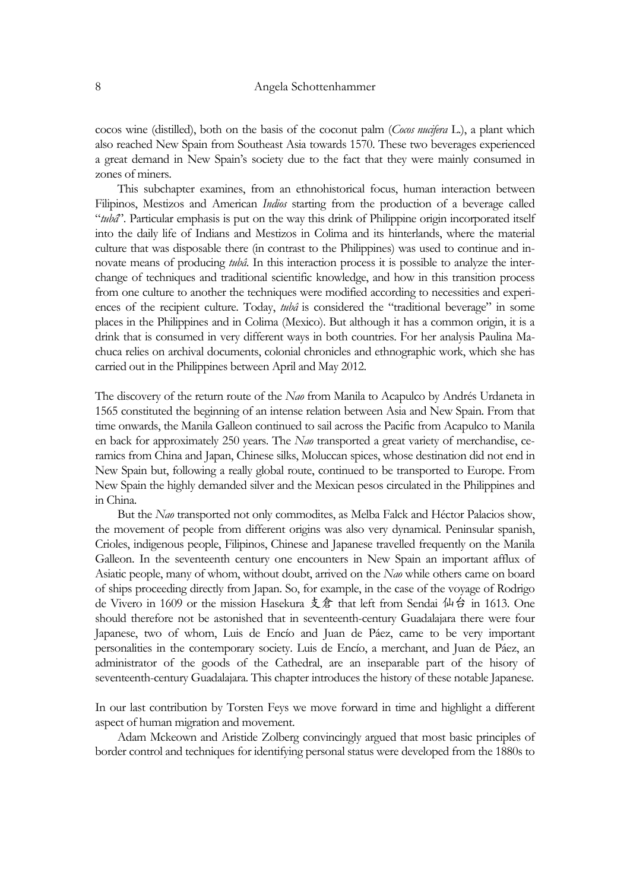cocos wine (distilled), both on the basis of the coconut palm (*Cocos nucifera* L.), a plant which also reached New Spain from Southeast Asia towards 1570. These two beverages experienced a great demand in New Spain's society due to the fact that they were mainly consumed in zones of miners.

This subchapter examines, from an ethnohistorical focus, human interaction between Filipinos, Mestizos and American *Indios* starting from the production of a beverage called "*tubâ*". Particular emphasis is put on the way this drink of Philippine origin incorporated itself into the daily life of Indians and Mestizos in Colima and its hinterlands, where the material culture that was disposable there (in contrast to the Philippines) was used to continue and innovate means of producing *tubâ*. In this interaction process it is possible to analyze the interchange of techniques and traditional scientific knowledge, and how in this transition process from one culture to another the techniques were modified according to necessities and experiences of the recipient culture. Today, *tubâ* is considered the "traditional beverage" in some places in the Philippines and in Colima (Mexico). But although it has a common origin, it is a drink that is consumed in very different ways in both countries. For her analysis Paulina Machuca relies on archival documents, colonial chronicles and ethnographic work, which she has carried out in the Philippines between April and May 2012.

The discovery of the return route of the *Nao* from Manila to Acapulco by Andrés Urdaneta in 1565 constituted the beginning of an intense relation between Asia and New Spain. From that time onwards, the Manila Galleon continued to sail across the Pacific from Acapulco to Manila en back for approximately 250 years. The *Nao* transported a great variety of merchandise, ceramics from China and Japan, Chinese silks, Moluccan spices, whose destination did not end in New Spain but, following a really global route, continued to be transported to Europe. From New Spain the highly demanded silver and the Mexican pesos circulated in the Philippines and in China.

But the *Nao* transported not only commodites, as Melba Falck and Héctor Palacios show, the movement of people from different origins was also very dynamical. Peninsular spanish, Crioles, indigenous people, Filipinos, Chinese and Japanese travelled frequently on the Manila Galleon. In the seventeenth century one encounters in New Spain an important afflux of Asiatic people, many of whom, without doubt, arrived on the *Nao* while others came on board of ships proceeding directly from Japan. So, for example, in the case of the voyage of Rodrigo de Vivero in 1609 or the mission Hasekura 支倉 that left from Sendai 仙台 in 1613. One should therefore not be astonished that in seventeenth-century Guadalajara there were four Japanese, two of whom, Luis de Encío and Juan de Páez, came to be very important personalities in the contemporary society. Luis de Encío, a merchant, and Juan de Páez, an administrator of the goods of the Cathedral, are an inseparable part of the hisory of seventeenth-century Guadalajara. This chapter introduces the history of these notable Japanese.

In our last contribution by Torsten Feys we move forward in time and highlight a different aspect of human migration and movement.

Adam Mckeown and Aristide Zolberg convincingly argued that most basic principles of border control and techniques for identifying personal status were developed from the 1880s to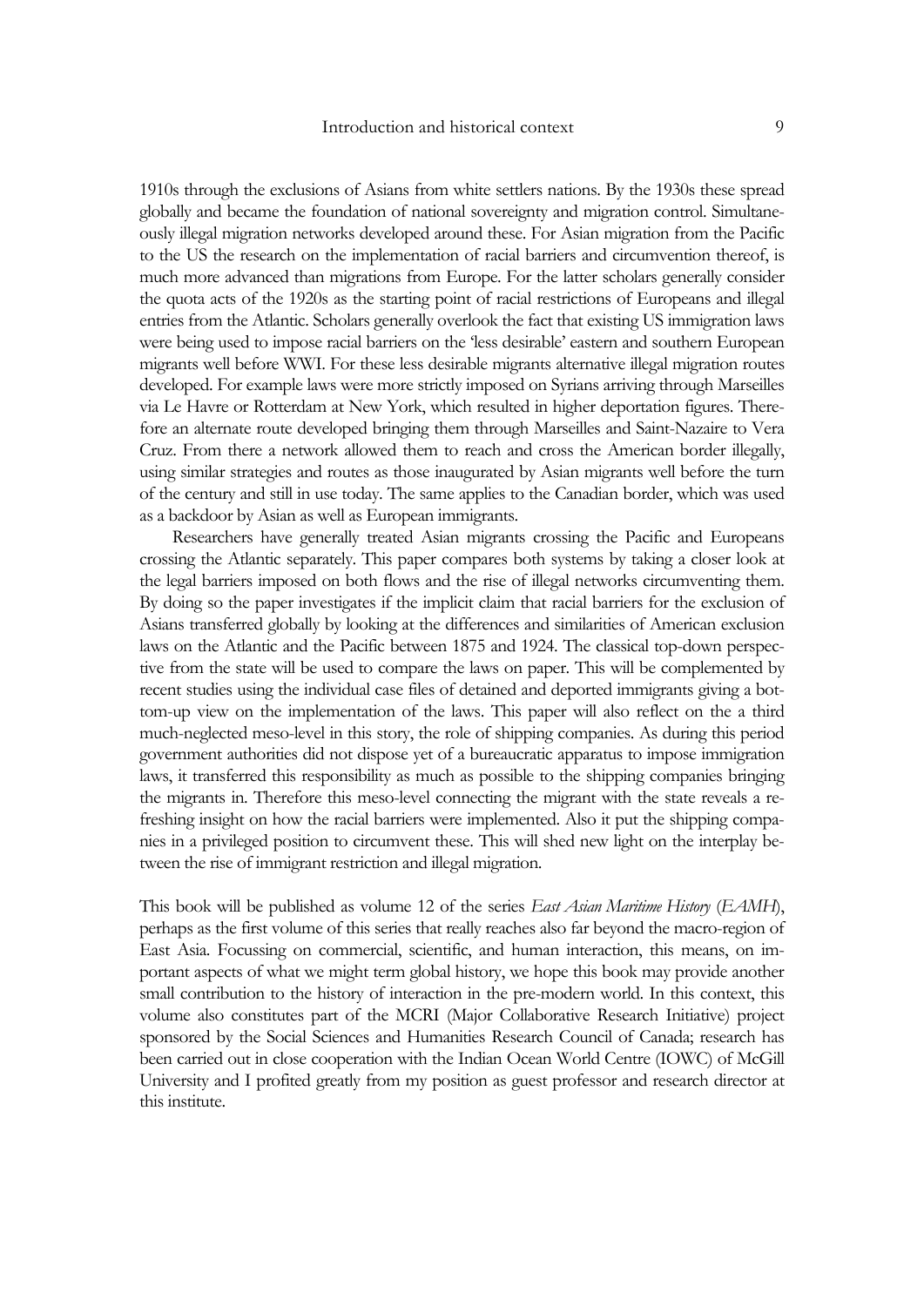1910s through the exclusions of Asians from white settlers nations. By the 1930s these spread globally and became the foundation of national sovereignty and migration control. Simultaneously illegal migration networks developed around these. For Asian migration from the Pacific to the US the research on the implementation of racial barriers and circumvention thereof, is much more advanced than migrations from Europe. For the latter scholars generally consider the quota acts of the 1920s as the starting point of racial restrictions of Europeans and illegal entries from the Atlantic. Scholars generally overlook the fact that existing US immigration laws were being used to impose racial barriers on the 'less desirable' eastern and southern European migrants well before WWI. For these less desirable migrants alternative illegal migration routes developed. For example laws were more strictly imposed on Syrians arriving through Marseilles via Le Havre or Rotterdam at New York, which resulted in higher deportation figures. Therefore an alternate route developed bringing them through Marseilles and Saint-Nazaire to Vera Cruz. From there a network allowed them to reach and cross the American border illegally, using similar strategies and routes as those inaugurated by Asian migrants well before the turn of the century and still in use today. The same applies to the Canadian border, which was used as a backdoor by Asian as well as European immigrants.

Researchers have generally treated Asian migrants crossing the Pacific and Europeans crossing the Atlantic separately. This paper compares both systems by taking a closer look at the legal barriers imposed on both flows and the rise of illegal networks circumventing them. By doing so the paper investigates if the implicit claim that racial barriers for the exclusion of Asians transferred globally by looking at the differences and similarities of American exclusion laws on the Atlantic and the Pacific between 1875 and 1924. The classical top-down perspective from the state will be used to compare the laws on paper. This will be complemented by recent studies using the individual case files of detained and deported immigrants giving a bottom-up view on the implementation of the laws. This paper will also reflect on the a third much-neglected meso-level in this story, the role of shipping companies. As during this period government authorities did not dispose yet of a bureaucratic apparatus to impose immigration laws, it transferred this responsibility as much as possible to the shipping companies bringing the migrants in. Therefore this meso-level connecting the migrant with the state reveals a refreshing insight on how the racial barriers were implemented. Also it put the shipping companies in a privileged position to circumvent these. This will shed new light on the interplay between the rise of immigrant restriction and illegal migration.

This book will be published as volume 12 of the series *East Asian Maritime History* (*EAMH*), perhaps as the first volume of this series that really reaches also far beyond the macro-region of East Asia. Focussing on commercial, scientific, and human interaction, this means, on important aspects of what we might term global history, we hope this book may provide another small contribution to the history of interaction in the pre-modern world. In this context, this volume also constitutes part of the MCRI (Major Collaborative Research Initiative) project sponsored by the Social Sciences and Humanities Research Council of Canada; research has been carried out in close cooperation with the Indian Ocean World Centre (IOWC) of McGill University and I profited greatly from my position as guest professor and research director at this institute.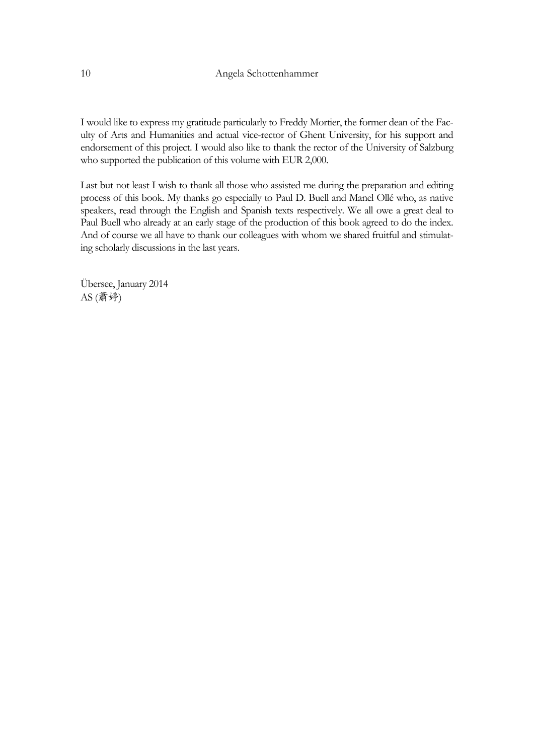I would like to express my gratitude particularly to Freddy Mortier, the former dean of the Faculty of Arts and Humanities and actual vice-rector of Ghent University, for his support and endorsement of this project. I would also like to thank the rector of the University of Salzburg who supported the publication of this volume with EUR 2,000.

Last but not least I wish to thank all those who assisted me during the preparation and editing process of this book. My thanks go especially to Paul D. Buell and Manel Ollé who, as native speakers, read through the English and Spanish texts respectively. We all owe a great deal to Paul Buell who already at an early stage of the production of this book agreed to do the index. And of course we all have to thank our colleagues with whom we shared fruitful and stimulating scholarly discussions in the last years.

Übersee, January 2014
AS (蕭婷)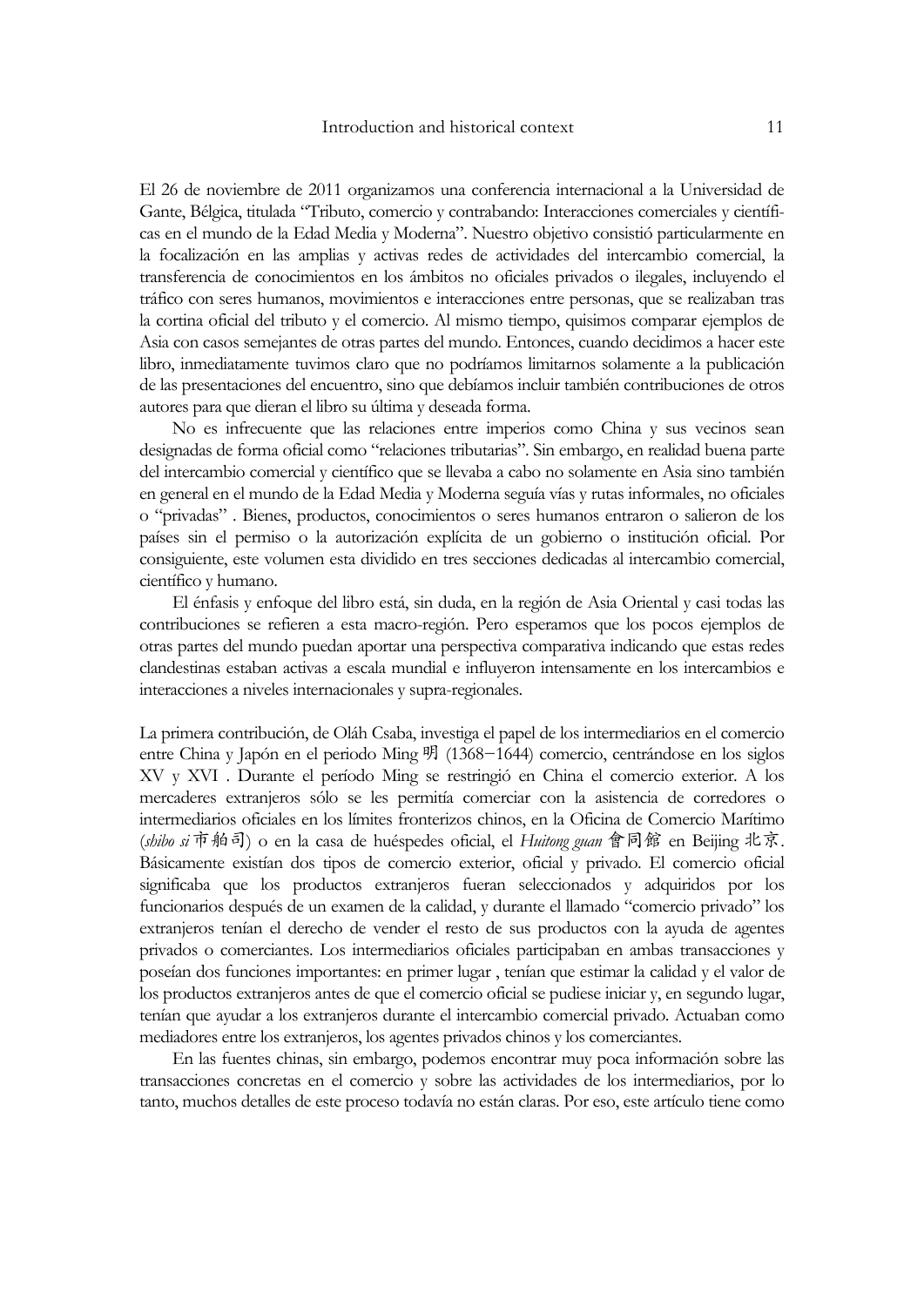El 26 de noviembre de 2011 organizamos una conferencia internacional a la Universidad de Gante, Bélgica, titulada "Tributo, comercio y contrabando: Interacciones comerciales y científicas en el mundo de la Edad Media y Moderna". Nuestro objetivo consistió particularmente en la focalización en las amplias y activas redes de actividades del intercambio comercial, la transferencia de conocimientos en los ámbitos no oficiales privados o ilegales, incluyendo el tráfico con seres humanos, movimientos e interacciones entre personas, que se realizaban tras la cortina oficial del tributo y el comercio. Al mismo tiempo, quisimos comparar ejemplos de Asia con casos semejantes de otras partes del mundo. Entonces, cuando decidimos a hacer este libro, inmediatamente tuvimos claro que no podríamos limitarnos solamente a la publicación de las presentaciones del encuentro, sino que debíamos incluir también contribuciones de otros autores para que dieran el libro su última y deseada forma.

No es infrecuente que las relaciones entre imperios como China y sus vecinos sean designadas de forma oficial como "relaciones tributarias". Sin embargo, en realidad buena parte del intercambio comercial y científico que se llevaba a cabo no solamente en Asia sino también en general en el mundo de la Edad Media y Moderna seguía vías y rutas informales, no oficiales o "privadas" . Bienes, productos, conocimientos o seres humanos entraron o salieron de los países sin el permiso o la autorización explícita de un gobierno o institución oficial. Por consiguiente, este volumen esta dividido en tres secciones dedicadas al intercambio comercial, científico y humano.

El énfasis y enfoque del libro está, sin duda, en la región de Asia Oriental y casi todas las contribuciones se refieren a esta macro-región. Pero esperamos que los pocos ejemplos de otras partes del mundo puedan aportar una perspectiva comparativa indicando que estas redes clandestinas estaban activas a escala mundial e influyeron intensamente en los intercambios e interacciones a niveles internacionales y supra-regionales.

La primera contribución, de Oláh Csaba, investiga el papel de los intermediarios en el comercio entre China y Japón en el periodo Ming 明 (1368−1644) comercio, centrándose en los siglos XV y XVI . Durante el período Ming se restringió en China el comercio exterior. A los mercaderes extranjeros sólo se les permitía comerciar con la asistencia de corredores o intermediarios oficiales en los límites fronterizos chinos, en la Oficina de Comercio Marítimo (*shibo si* 市舶司) o en la casa de huéspedes oficial, el *Huitong guan* 會同館 en Beijing 北京. Básicamente existían dos tipos de comercio exterior, oficial y privado. El comercio oficial significaba que los productos extranjeros fueran seleccionados y adquiridos por los funcionarios después de un examen de la calidad, y durante el llamado "comercio privado" los extranjeros tenían el derecho de vender el resto de sus productos con la ayuda de agentes privados o comerciantes. Los intermediarios oficiales participaban en ambas transacciones y poseían dos funciones importantes: en primer lugar , tenían que estimar la calidad y el valor de los productos extranjeros antes de que el comercio oficial se pudiese iniciar y, en segundo lugar, tenían que ayudar a los extranjeros durante el intercambio comercial privado. Actuaban como mediadores entre los extranjeros, los agentes privados chinos y los comerciantes.

En las fuentes chinas, sin embargo, podemos encontrar muy poca información sobre las transacciones concretas en el comercio y sobre las actividades de los intermediarios, por lo tanto, muchos detalles de este proceso todavía no están claras. Por eso, este artículo tiene como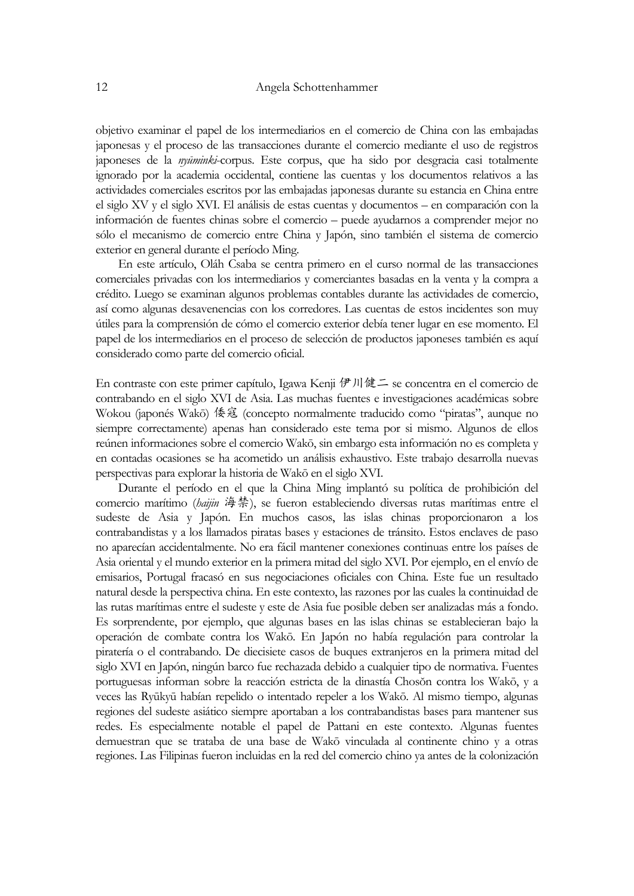objetivo examinar el papel de los intermediarios en el comercio de China con las embajadas japonesas y el proceso de las transacciones durante el comercio mediante el uso de registros japoneses de la *nyūminki*-corpus. Este corpus, que ha sido por desgracia casi totalmente ignorado por la academia occidental, contiene las cuentas y los documentos relativos a las actividades comerciales escritos por las embajadas japonesas durante su estancia en China entre el siglo XV y el siglo XVI. El análisis de estas cuentas y documentos – en comparación con la información de fuentes chinas sobre el comercio – puede ayudarnos a comprender mejor no sólo el mecanismo de comercio entre China y Japón, sino también el sistema de comercio exterior en general durante el período Ming.

En este artículo, Oláh Csaba se centra primero en el curso normal de las transacciones comerciales privadas con los intermediarios y comerciantes basadas en la venta y la compra a crédito. Luego se examinan algunos problemas contables durante las actividades de comercio, así como algunas desavenencias con los corredores. Las cuentas de estos incidentes son muy útiles para la comprensión de cómo el comercio exterior debía tener lugar en ese momento. El papel de los intermediarios en el proceso de selección de productos japoneses también es aquí considerado como parte del comercio oficial.

En contraste con este primer capítulo, Igawa Kenji 伊川健二 se concentra en el comercio de contrabando en el siglo XVI de Asia. Las muchas fuentes e investigaciones académicas sobre Wokou (japonés Wakō) 倭寇 (concepto normalmente traducido como "piratas", aunque no siempre correctamente) apenas han considerado este tema por si mismo. Algunos de ellos reúnen informaciones sobre el comercio Wakō, sin embargo esta información no es completa y en contadas ocasiones se ha acometido un análisis exhaustivo. Este trabajo desarrolla nuevas perspectivas para explorar la historia de Wakō en el siglo XVI.

Durante el período en el que la China Ming implantó su política de prohibición del comercio marítimo (*haijin* 海禁), se fueron estableciendo diversas rutas marítimas entre el sudeste de Asia y Japón. En muchos casos, las islas chinas proporcionaron a los contrabandistas y a los llamados piratas bases y estaciones de tránsito. Estos enclaves de paso no aparecían accidentalmente. No era fácil mantener conexiones continuas entre los países de Asia oriental y el mundo exterior en la primera mitad del siglo XVI. Por ejemplo, en el envío de emisarios, Portugal fracasó en sus negociaciones oficiales con China. Este fue un resultado natural desde la perspectiva china. En este contexto, las razones por las cuales la continuidad de las rutas marítimas entre el sudeste y este de Asia fue posible deben ser analizadas más a fondo. Es sorprendente, por ejemplo, que algunas bases en las islas chinas se establecieran bajo la operación de combate contra los Wakō. En Japón no había regulación para controlar la piratería o el contrabando. De diecisiete casos de buques extranjeros en la primera mitad del siglo XVI en Japón, ningún barco fue rechazada debido a cualquier tipo de normativa. Fuentes portuguesas informan sobre la reacción estricta de la dinastía Chosŏn contra los Wakō, y a veces las Ryūkyū habían repelido o intentado repeler a los Wakō. Al mismo tiempo, algunas regiones del sudeste asiático siempre aportaban a los contrabandistas bases para mantener sus redes. Es especialmente notable el papel de Pattani en este contexto. Algunas fuentes demuestran que se trataba de una base de Wakō vinculada al continente chino y a otras regiones. Las Filipinas fueron incluidas en la red del comercio chino ya antes de la colonización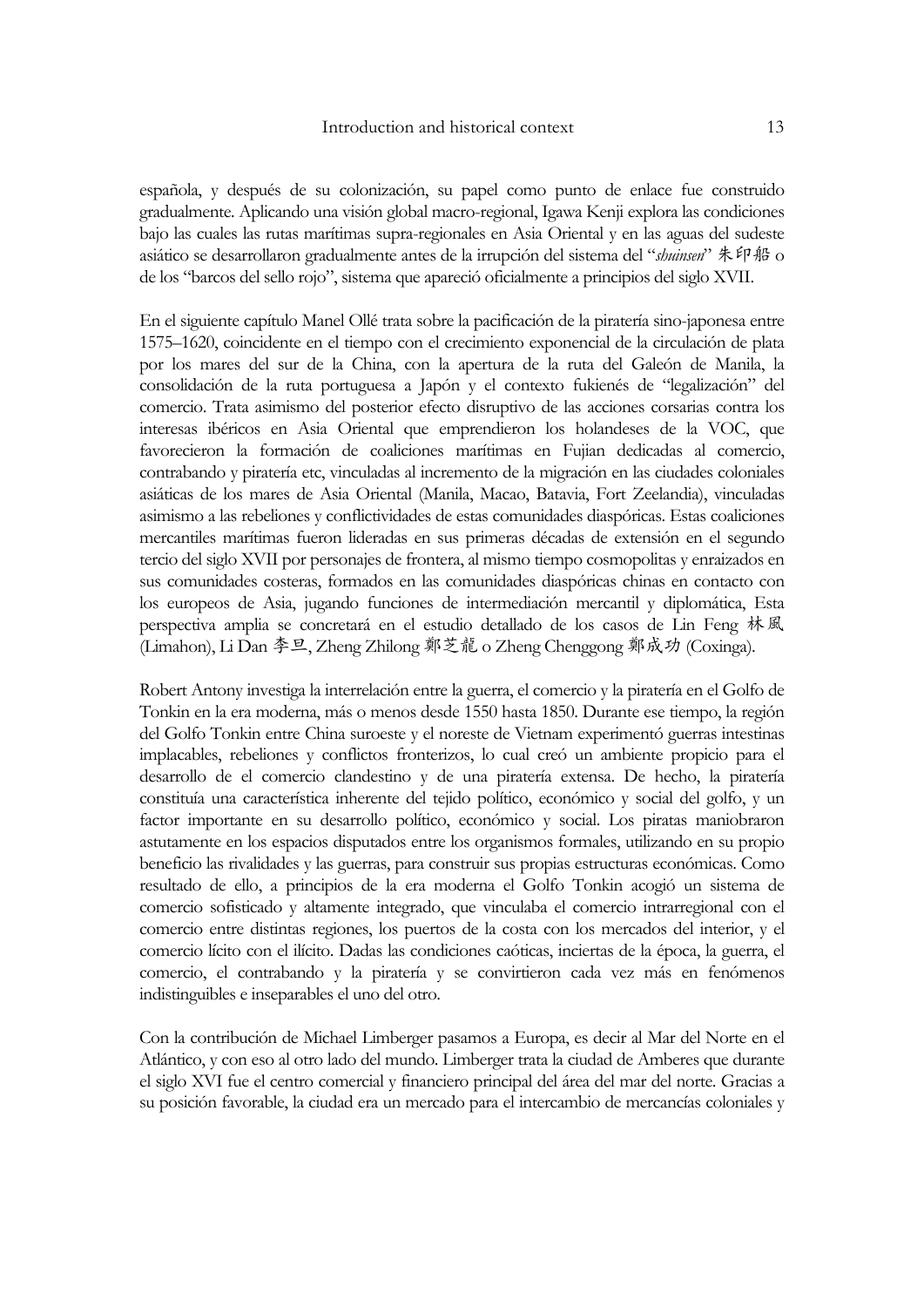española, y después de su colonización, su papel como punto de enlace fue construido gradualmente. Aplicando una visión global macro-regional, Igawa Kenji explora las condiciones bajo las cuales las rutas marítimas supra-regionales en Asia Oriental y en las aguas del sudeste asiático se desarrollaron gradualmente antes de la irrupción del sistema del "*shuinsen*" 朱印船 o de los "barcos del sello rojo", sistema que apareció oficialmente a principios del siglo XVII.

En el siguiente capítulo Manel Ollé trata sobre la pacificación de la piratería sino-japonesa entre 1575–1620, coincidente en el tiempo con el crecimiento exponencial de la circulación de plata por los mares del sur de la China, con la apertura de la ruta del Galeón de Manila, la consolidación de la ruta portuguesa a Japón y el contexto fukienés de "legalización" del comercio. Trata asimismo del posterior efecto disruptivo de las acciones corsarias contra los interesas ibéricos en Asia Oriental que emprendieron los holandeses de la VOC, que favorecieron la formación de coaliciones marítimas en Fujian dedicadas al comercio, contrabando y piratería etc, vinculadas al incremento de la migración en las ciudades coloniales asiáticas de los mares de Asia Oriental (Manila, Macao, Batavia, Fort Zeelandia), vinculadas asimismo a las rebeliones y conflictividades de estas comunidades diaspóricas. Estas coaliciones mercantiles marítimas fueron lideradas en sus primeras décadas de extensión en el segundo tercio del siglo XVII por personajes de frontera, al mismo tiempo cosmopolitas y enraizados en sus comunidades costeras, formados en las comunidades diaspóricas chinas en contacto con los europeos de Asia, jugando funciones de intermediación mercantil y diplomática, Esta perspectiva amplia se concretará en el estudio detallado de los casos de Lin Feng 林風 (Limahon), Li Dan 李旦, Zheng Zhilong 鄭芝龍 o Zheng Chenggong 鄭成功 (Coxinga).

Robert Antony investiga la interrelación entre la guerra, el comercio y la piratería en el Golfo de Tonkin en la era moderna, más o menos desde 1550 hasta 1850. Durante ese tiempo, la región del Golfo Tonkin entre China suroeste y el noreste de Vietnam experimentó guerras intestinas implacables, rebeliones y conflictos fronterizos, lo cual creó un ambiente propicio para el desarrollo de el comercio clandestino y de una piratería extensa. De hecho, la piratería constituía una característica inherente del tejido político, económico y social del golfo, y un factor importante en su desarrollo político, económico y social. Los piratas maniobraron astutamente en los espacios disputados entre los organismos formales, utilizando en su propio beneficio las rivalidades y las guerras, para construir sus propias estructuras económicas. Como resultado de ello, a principios de la era moderna el Golfo Tonkin acogió un sistema de comercio sofisticado y altamente integrado, que vinculaba el comercio intrarregional con el comercio entre distintas regiones, los puertos de la costa con los mercados del interior, y el comercio lícito con el ilícito. Dadas las condiciones caóticas, inciertas de la época, la guerra, el comercio, el contrabando y la piratería y se convirtieron cada vez más en fenómenos indistinguibles e inseparables el uno del otro.

Con la contribución de Michael Limberger pasamos a Europa, es decir al Mar del Norte en el Atlántico, y con eso al otro lado del mundo. Limberger trata la ciudad de Amberes que durante el siglo XVI fue el centro comercial y financiero principal del área del mar del norte. Gracias a su posición favorable, la ciudad era un mercado para el intercambio de mercancías coloniales y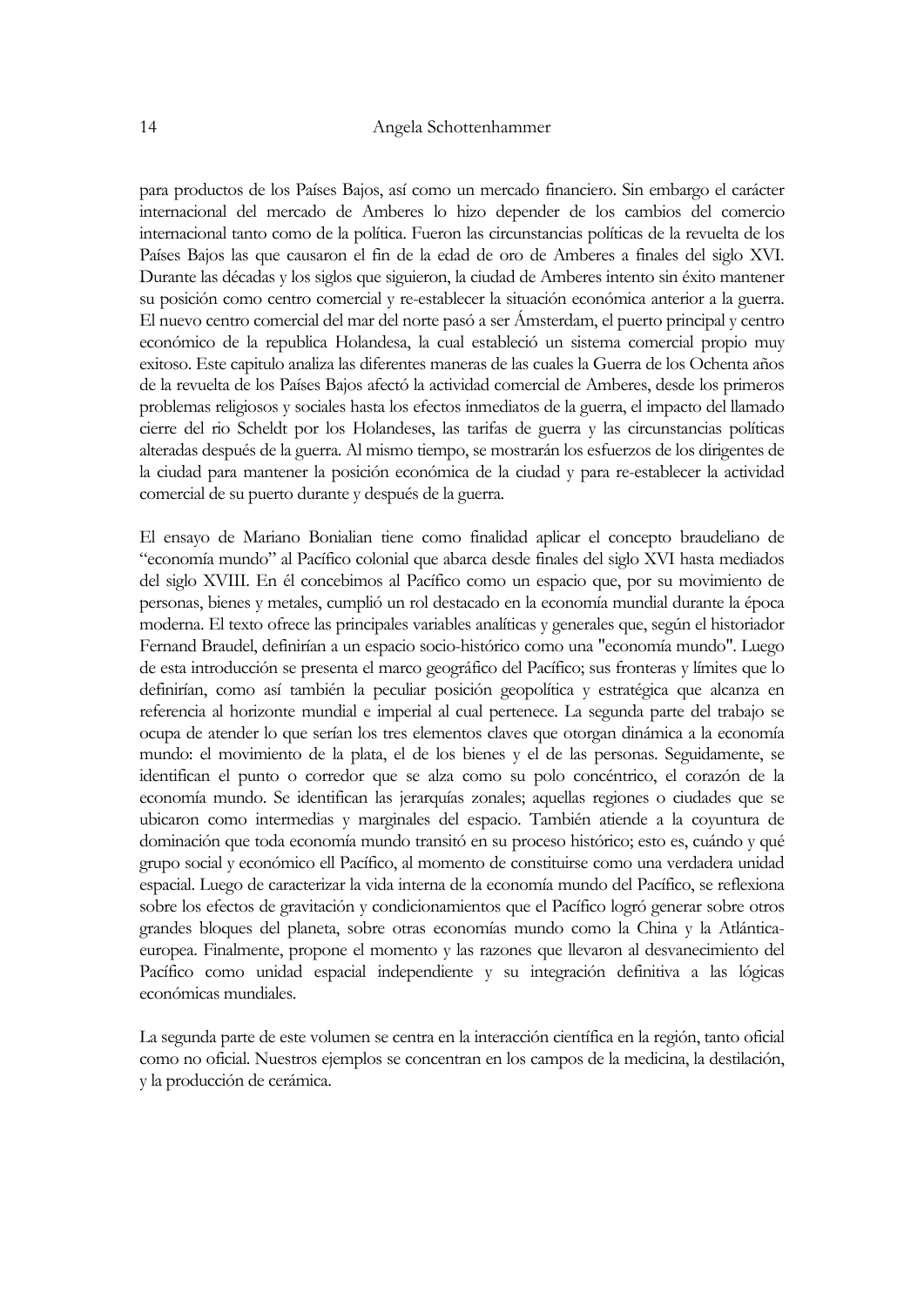para productos de los Países Bajos, así como un mercado financiero. Sin embargo el carácter internacional del mercado de Amberes lo hizo depender de los cambios del comercio internacional tanto como de la política. Fueron las circunstancias políticas de la revuelta de los Países Bajos las que causaron el fin de la edad de oro de Amberes a finales del siglo XVI. Durante las décadas y los siglos que siguieron, la ciudad de Amberes intento sin éxito mantener su posición como centro comercial y re-establecer la situación económica anterior a la guerra. El nuevo centro comercial del mar del norte pasó a ser Ámsterdam, el puerto principal y centro económico de la republica Holandesa, la cual estableció un sistema comercial propio muy exitoso. Este capitulo analiza las diferentes maneras de las cuales la Guerra de los Ochenta años de la revuelta de los Países Bajos afectó la actividad comercial de Amberes, desde los primeros problemas religiosos y sociales hasta los efectos inmediatos de la guerra, el impacto del llamado cierre del rio Scheldt por los Holandeses, las tarifas de guerra y las circunstancias políticas alteradas después de la guerra. Al mismo tiempo, se mostrarán los esfuerzos de los dirigentes de la ciudad para mantener la posición económica de la ciudad y para re-establecer la actividad comercial de su puerto durante y después de la guerra.

El ensayo de Mariano Bonialian tiene como finalidad aplicar el concepto braudeliano de "economía mundo" al Pacífico colonial que abarca desde finales del siglo XVI hasta mediados del siglo XVIII. En él concebimos al Pacífico como un espacio que, por su movimiento de personas, bienes y metales, cumplió un rol destacado en la economía mundial durante la época moderna. El texto ofrece las principales variables analíticas y generales que, según el historiador Fernand Braudel, definirían a un espacio socio-histórico como una "economía mundo". Luego de esta introducción se presenta el marco geográfico del Pacífico; sus fronteras y límites que lo definirían, como así también la peculiar posición geopolítica y estratégica que alcanza en referencia al horizonte mundial e imperial al cual pertenece. La segunda parte del trabajo se ocupa de atender lo que serían los tres elementos claves que otorgan dinámica a la economía mundo: el movimiento de la plata, el de los bienes y el de las personas. Seguidamente, se identifican el punto o corredor que se alza como su polo concéntrico, el corazón de la economía mundo. Se identifican las jerarquías zonales; aquellas regiones o ciudades que se ubicaron como intermedias y marginales del espacio. También atiende a la coyuntura de dominación que toda economía mundo transitó en su proceso histórico; esto es, cuándo y qué grupo social y económico ell Pacífico, al momento de constituirse como una verdadera unidad espacial. Luego de caracterizar la vida interna de la economía mundo del Pacífico, se reflexiona sobre los efectos de gravitación y condicionamientos que el Pacífico logró generar sobre otros grandes bloques del planeta, sobre otras economías mundo como la China y la Atlántica-europea. Finalmente, propone el momento y las razones que llevaron al desvanecimiento del Pacífico como unidad espacial independiente y su integración definitiva a las lógicas económicas mundiales.

La segunda parte de este volumen se centra en la interacción científica en la región, tanto oficial como no oficial. Nuestros ejemplos se concentran en los campos de la medicina, la destilación, y la producción de cerámica.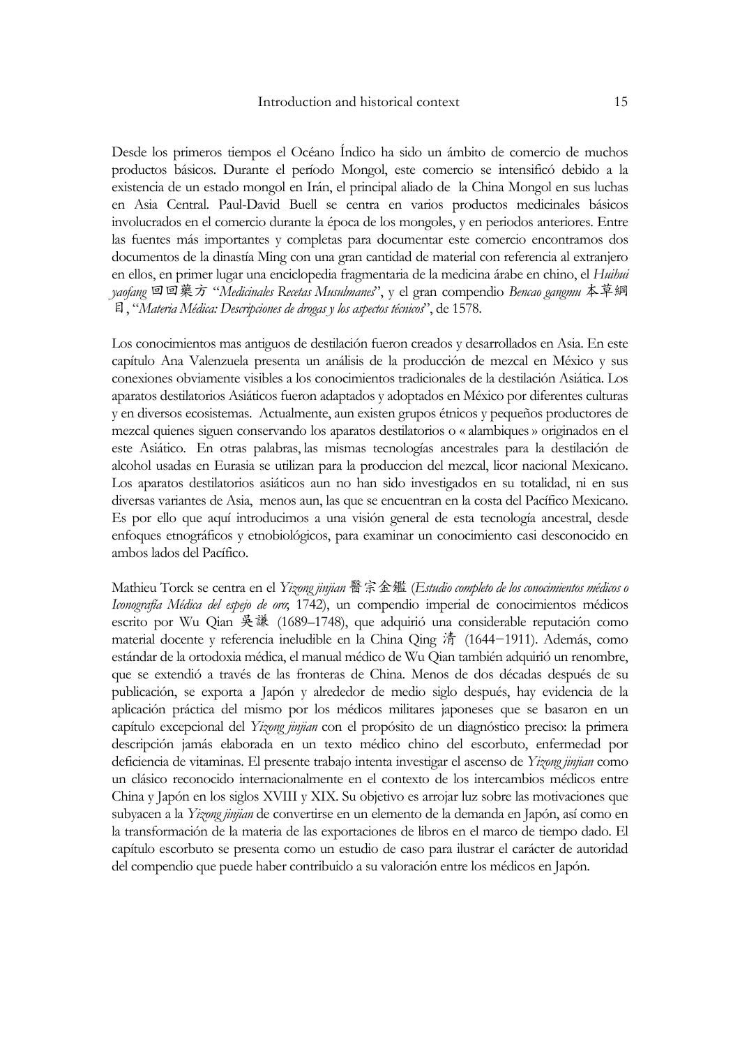Desde los primeros tiempos el Océano Índico ha sido un ámbito de comercio de muchos productos básicos. Durante el período Mongol, este comercio se intensificó debido a la existencia de un estado mongol en Irán, el principal aliado de la China Mongol en sus luchas en Asia Central. Paul-David Buell se centra en varios productos medicinales básicos involucrados en el comercio durante la época de los mongoles, y en periodos anteriores. Entre las fuentes más importantes y completas para documentar este comercio encontramos dos documentos de la dinastía Ming con una gran cantidad de material con referencia al extranjero en ellos, en primer lugar una enciclopedia fragmentaria de la medicina árabe en chino, el *Huihui yaofang* 回回藥方 "*Medicinales Recetas Musulmanes*", y el gran compendio *Bencao gangmu* 本草綱目, "*Materia Médica: Descripciones de drogas y los aspectos técnicos*", de 1578.

Los conocimientos mas antiguos de destilación fueron creados y desarrollados en Asia. En este capítulo Ana Valenzuela presenta un análisis de la producción de mezcal en México y sus conexiones obviamente visibles a los conocimientos tradicionales de la destilación Asiática. Los aparatos destilatorios Asiáticos fueron adaptados y adoptados en México por diferentes culturas y en diversos ecosistemas. Actualmente, aun existen grupos étnicos y pequeños productores de mezcal quienes siguen conservando los aparatos destilatorios o « alambiques » originados en el este Asiático. En otras palabras, las mismas tecnologías ancestrales para la destilación de alcohol usadas en Eurasia se utilizan para la produccion del mezcal, licor nacional Mexicano. Los aparatos destilatorios asiáticos aun no han sido investigados en su totalidad, ni en sus diversas variantes de Asia, menos aun, las que se encuentran en la costa del Pacífico Mexicano. Es por ello que aquí introducimos a una visión general de esta tecnología ancestral, desde enfoques etnográficos y etnobiológicos, para examinar un conocimiento casi desconocido en ambos lados del Pacífico.

Mathieu Torck se centra en el *Yizong jinjian* 醫宗金鑑 (*Estudio completo de los conocimientos médicos o Iconografía Médica del espejo de oro*; 1742), un compendio imperial de conocimientos médicos escrito por Wu Qian 吳謙 (1689–1748), que adquirió una considerable reputación como material docente y referencia ineludible en la China Qing 清 (1644–1911). Además, como estándar de la ortodoxia médica, el manual médico de Wu Qian también adquirió un renombre, que se extendió a través de las fronteras de China. Menos de dos décadas después de su publicación, se exporta a Japón y alrededor de medio siglo después, hay evidencia de la aplicación práctica del mismo por los médicos militares japoneses que se basaron en un capítulo excepcional del *Yizong jinjian* con el propósito de un diagnóstico preciso: la primera descripción jamás elaborada en un texto médico chino del escorbuto, enfermedad por deficiencia de vitaminas. El presente trabajo intenta investigar el ascenso de *Yizong jinjian* como un clásico reconocido internacionalmente en el contexto de los intercambios médicos entre China y Japón en los siglos XVIII y XIX. Su objetivo es arrojar luz sobre las motivaciones que subyacen a la *Yizong jinjian* de convertirse en un elemento de la demanda en Japón, así como en la transformación de la materia de las exportaciones de libros en el marco de tiempo dado. El capítulo escorbuto se presenta como un estudio de caso para ilustrar el carácter de autoridad del compendio que puede haber contribuido a su valoración entre los médicos en Japón.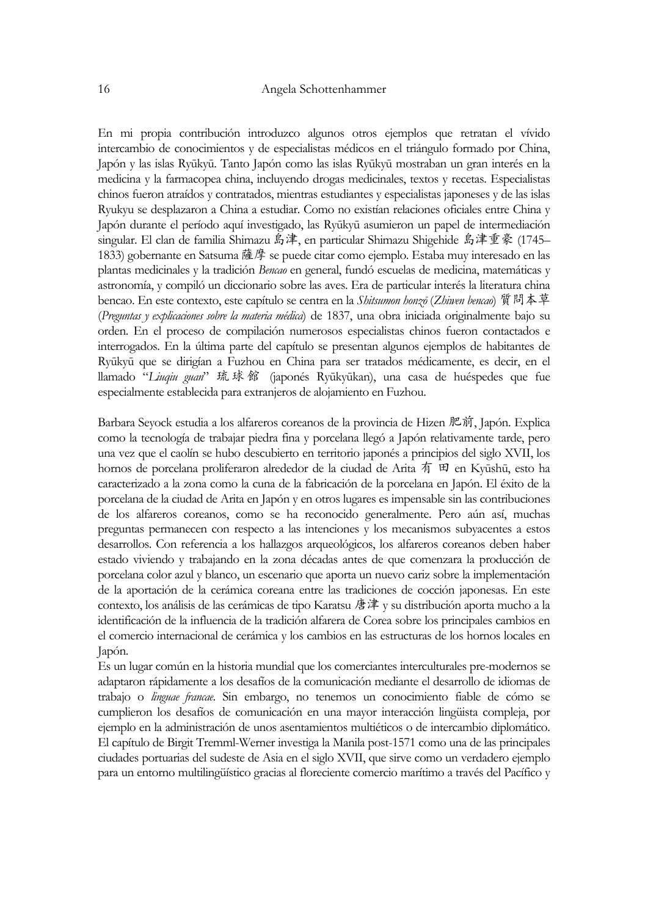En mi propia contribución introduzco algunos otros ejemplos que retratan el vívido intercambio de conocimientos y de especialistas médicos en el triángulo formado por China, Japón y las islas Ryūkyū. Tanto Japón como las islas Ryūkyū mostraban un gran interés en la medicina y la farmacopea china, incluyendo drogas medicinales, textos y recetas. Especialistas chinos fueron atraídos y contratados, mientras estudiantes y especialistas japoneses y de las islas Ryukyu se desplazaron a China a estudiar. Como no existían relaciones oficiales entre China y Japón durante el período aquí investigado, las Ryūkyū asumieron un papel de intermediación singular. El clan de familia Shimazu 島津, en particular Shimazu Shigehide 島津重豪 (1745–1833) gobernante en Satsuma 薩摩 se puede citar como ejemplo. Estaba muy interesado en las plantas medicinales y la tradición *Bencao* en general, fundó escuelas de medicina, matemáticas y astronomía, y compiló un diccionario sobre las aves. Era de particular interés la literatura china bencao. En este contexto, este capítulo se centra en la *Shitsumon honzō* (*Zhiwen bencao*) 質問本草 (*Preguntas y explicaciones sobre la materia médica*) de 1837, una obra iniciada originalmente bajo su orden. En el proceso de compilación numerosos especialistas chinos fueron contactados e interrogados. En la última parte del capítulo se presentan algunos ejemplos de habitantes de Ryūkyū que se dirigían a Fuzhou en China para ser tratados médicamente, es decir, en el llamado "*Liuqiu guan*" 琉球館 (japonés Ryūkyūkan), una casa de huéspedes que fue especialmente establecida para extranjeros de alojamiento en Fuzhou.

Barbara Seyock estudia a los alfareros coreanos de la provincia de Hizen 肥前, Japón. Explica como la tecnología de trabajar piedra fina y porcelana llegó a Japón relativamente tarde, pero una vez que el caolín se hubo descubierto en territorio japonés a principios del siglo XVII, los hornos de porcelana proliferaron alrededor de la ciudad de Arita 有田 en Kyūshū, esto ha caracterizado a la zona como la cuna de la fabricación de la porcelana en Japón. El éxito de la porcelana de la ciudad de Arita en Japón y en otros lugares es impensable sin las contribuciones de los alfareros coreanos, como se ha reconocido generalmente. Pero aún así, muchas preguntas permanecen con respecto a las intenciones y los mecanismos subyacentes a estos desarrollos. Con referencia a los hallazgos arqueológicos, los alfareros coreanos deben haber estado viviendo y trabajando en la zona décadas antes de que comenzara la producción de porcelana color azul y blanco, un escenario que aporta un nuevo cariz sobre la implementación de la aportación de la cerámica coreana entre las tradiciones de cocción japonesas. En este contexto, los análisis de las cerámicas de tipo Karatsu 唐津 y su distribución aporta mucho a la identificación de la influencia de la tradición alfarera de Corea sobre los principales cambios en el comercio internacional de cerámica y los cambios en las estructuras de los hornos locales en Japón.

Es un lugar común en la historia mundial que los comerciantes interculturales pre-modernos se adaptaron rápidamente a los desafíos de la comunicación mediante el desarrollo de idiomas de trabajo o *linguae francae*. Sin embargo, no tenemos un conocimiento fiable de cómo se cumplieron los desafíos de comunicación en una mayor interacción lingüista compleja, por ejemplo en la administración de unos asentamientos multiéticos o de intercambio diplomático. El capítulo de Birgit Tremml-Werner investiga la Manila post-1571 como una de las principales ciudades portuarias del sudeste de Asia en el siglo XVII, que sirve como un verdadero ejemplo para un entorno multilingüístico gracias al floreciente comercio marítimo a través del Pacífico y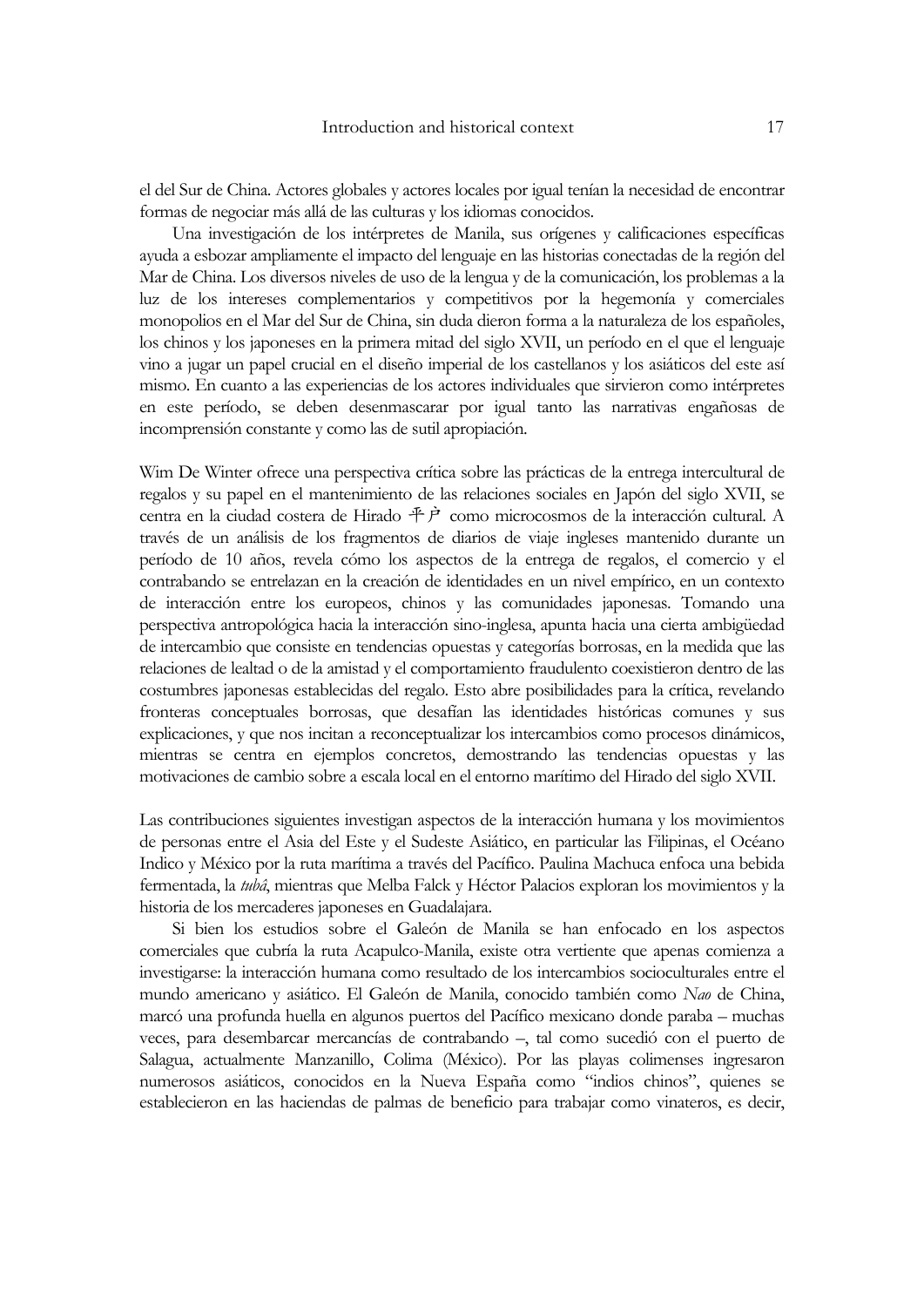el del Sur de China. Actores globales y actores locales por igual tenían la necesidad de encontrar formas de negociar más allá de las culturas y los idiomas conocidos.

Una investigación de los intérpretes de Manila, sus orígenes y calificaciones específicas ayuda a esbozar ampliamente el impacto del lenguaje en las historias conectadas de la región del Mar de China. Los diversos niveles de uso de la lengua y de la comunicación, los problemas a la luz de los intereses complementarios y competitivos por la hegemonía y comerciales monopolios en el Mar del Sur de China, sin duda dieron forma a la naturaleza de los españoles, los chinos y los japoneses en la primera mitad del siglo XVII, un período en el que el lenguaje vino a jugar un papel crucial en el diseño imperial de los castellanos y los asiáticos del este así mismo. En cuanto a las experiencias de los actores individuales que sirvieron como intérpretes en este período, se deben desenmascarar por igual tanto las narrativas engañosas de incomprensión constante y como las de sutil apropiación.

Wim De Winter ofrece una perspectiva crítica sobre las prácticas de la entrega intercultural de regalos y su papel en el mantenimiento de las relaciones sociales en Japón del siglo XVII, se centra en la ciudad costera de Hirado 平戸 como microcosmos de la interacción cultural. A través de un análisis de los fragmentos de diarios de viaje ingleses mantenido durante un período de 10 años, revela cómo los aspectos de la entrega de regalos, el comercio y el contrabando se entrelazan en la creación de identidades en un nivel empírico, en un contexto de interacción entre los europeos, chinos y las comunidades japonesas. Tomando una perspectiva antropológica hacia la interacción sino-inglesa, apunta hacia una cierta ambigüedad de intercambio que consiste en tendencias opuestas y categorías borrosas, en la medida que las relaciones de lealtad o de la amistad y el comportamiento fraudulento coexistieron dentro de las costumbres japonesas establecidas del regalo. Esto abre posibilidades para la crítica, revelando fronteras conceptuales borrosas, que desafían las identidades históricas comunes y sus explicaciones, y que nos incitan a reconceptualizar los intercambios como procesos dinámicos, mientras se centra en ejemplos concretos, demostrando las tendencias opuestas y las motivaciones de cambio sobre a escala local en el entorno marítimo del Hirado del siglo XVII.

Las contribuciones siguientes investigan aspectos de la interacción humana y los movimientos de personas entre el Asia del Este y el Sudeste Asiático, en particular las Filipinas, el Océano Indico y México por la ruta marítima a través del Pacífico. Paulina Machuca enfoca una bebida fermentada, la *tubâ*, mientras que Melba Falck y Héctor Palacios exploran los movimientos y la historia de los mercaderes japoneses en Guadalajara.

Si bien los estudios sobre el Galeón de Manila se han enfocado en los aspectos comerciales que cubría la ruta Acapulco-Manila, existe otra vertiente que apenas comienza a investigarse: la interacción humana como resultado de los intercambios socioculturales entre el mundo americano y asiático. El Galeón de Manila, conocido también como *Nao* de China, marcó una profunda huella en algunos puertos del Pacífico mexicano donde paraba – muchas veces, para desembarcar mercancías de contrabando –, tal como sucedió con el puerto de Salagua, actualmente Manzanillo, Colima (México). Por las playas colimenses ingresaron numerosos asiáticos, conocidos en la Nueva España como "indios chinos", quienes se establecieron en las haciendas de palmas de beneficio para trabajar como vinateros, es decir,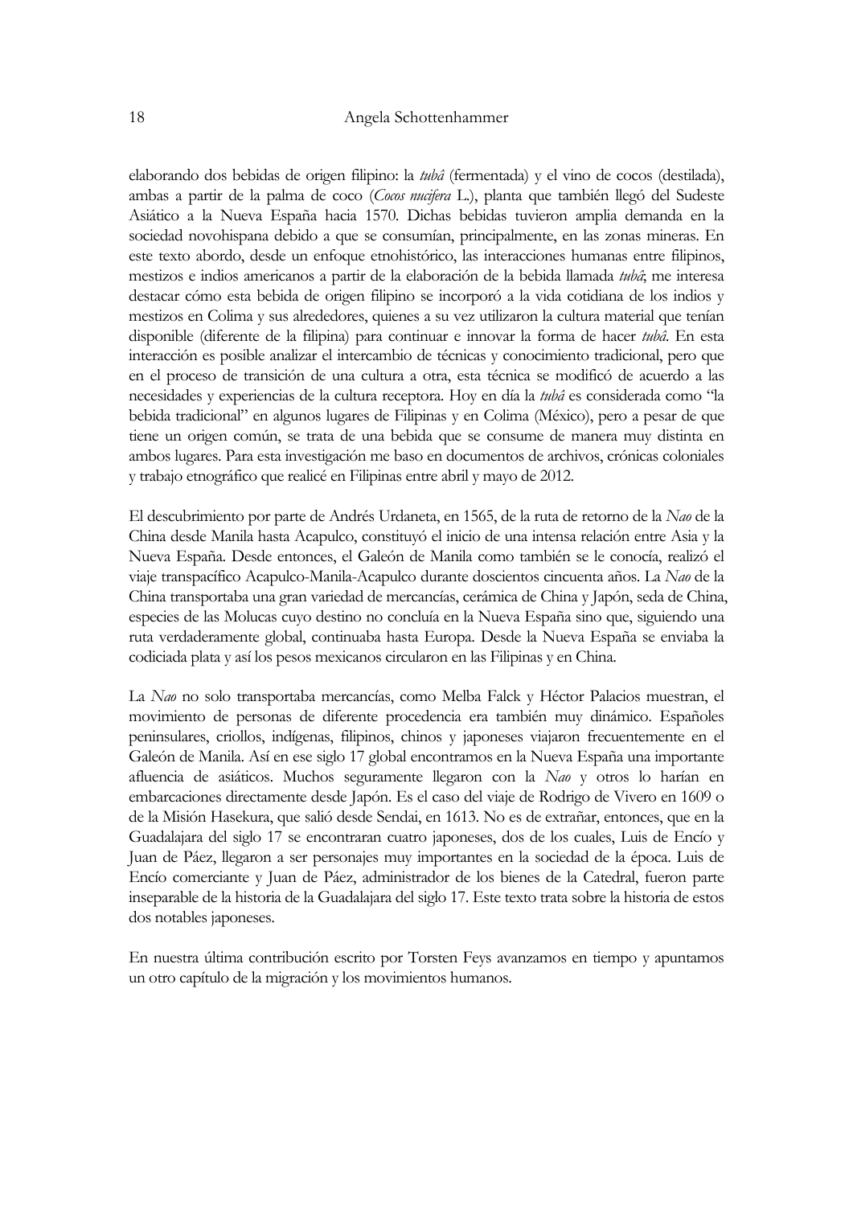elaborando dos bebidas de origen filipino: la *tubâ* (fermentada) y el vino de cocos (destilada), ambas a partir de la palma de coco (*Cocos nucifera* L.), planta que también llegó del Sudeste Asiático a la Nueva España hacia 1570. Dichas bebidas tuvieron amplia demanda en la sociedad novohispana debido a que se consumían, principalmente, en las zonas mineras. En este texto abordo, desde un enfoque etnohistórico, las interacciones humanas entre filipinos, mestizos e indios americanos a partir de la elaboración de la bebida llamada *tubâ*; me interesa destacar cómo esta bebida de origen filipino se incorporó a la vida cotidiana de los indios y mestizos en Colima y sus alrededores, quienes a su vez utilizaron la cultura material que tenían disponible (diferente de la filipina) para continuar e innovar la forma de hacer *tubâ*. En esta interacción es posible analizar el intercambio de técnicas y conocimiento tradicional, pero que en el proceso de transición de una cultura a otra, esta técnica se modificó de acuerdo a las necesidades y experiencias de la cultura receptora. Hoy en día la *tubâ* es considerada como "la bebida tradicional" en algunos lugares de Filipinas y en Colima (México), pero a pesar de que tiene un origen común, se trata de una bebida que se consume de manera muy distinta en ambos lugares. Para esta investigación me baso en documentos de archivos, crónicas coloniales y trabajo etnográfico que realicé en Filipinas entre abril y mayo de 2012.

El descubrimiento por parte de Andrés Urdaneta, en 1565, de la ruta de retorno de la *Nao* de la China desde Manila hasta Acapulco, constituyó el inicio de una intensa relación entre Asia y la Nueva España. Desde entonces, el Galeón de Manila como también se le conocía, realizó el viaje transpacífico Acapulco-Manila-Acapulco durante doscientos cincuenta años. La *Nao* de la China transportaba una gran variedad de mercancías, cerámica de China y Japón, seda de China, especies de las Molucas cuyo destino no concluía en la Nueva España sino que, siguiendo una ruta verdaderamente global, continuaba hasta Europa. Desde la Nueva España se enviaba la codiciada plata y así los pesos mexicanos circularon en las Filipinas y en China.

La *Nao* no solo transportaba mercancías, como Melba Falck y Héctor Palacios muestran, el movimiento de personas de diferente procedencia era también muy dinámico. Españoles peninsulares, criollos, indígenas, filipinos, chinos y japoneses viajaron frecuentemente en el Galeón de Manila. Así en ese siglo 17 global encontramos en la Nueva España una importante afluencia de asiáticos. Muchos seguramente llegaron con la *Nao* y otros lo harían en embarcaciones directamente desde Japón. Es el caso del viaje de Rodrigo de Vivero en 1609 o de la Misión Hasekura, que salió desde Sendai, en 1613. No es de extrañar, entonces, que en la Guadalajara del siglo 17 se encontraran cuatro japoneses, dos de los cuales, Luis de Encío y Juan de Páez, llegaron a ser personajes muy importantes en la sociedad de la época. Luis de Encío comerciante y Juan de Páez, administrador de los bienes de la Catedral, fueron parte inseparable de la historia de la Guadalajara del siglo 17. Este texto trata sobre la historia de estos dos notables japoneses.

En nuestra última contribución escrito por Torsten Feys avanzamos en tiempo y apuntamos un otro capítulo de la migración y los movimientos humanos.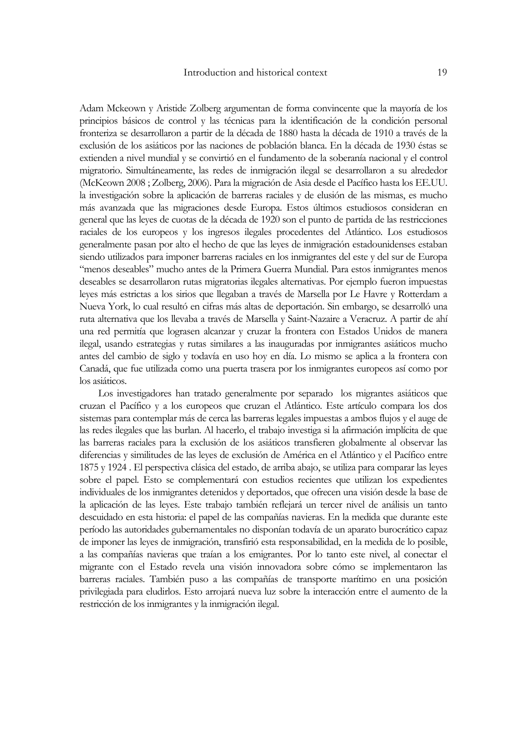Adam Mckeown y Aristide Zolberg argumentan de forma convincente que la mayoría de los principios básicos de control y las técnicas para la identificación de la condición personal fronteriza se desarrollaron a partir de la década de 1880 hasta la década de 1910 a través de la exclusión de los asiáticos por las naciones de población blanca. En la década de 1930 éstas se extienden a nivel mundial y se convirtió en el fundamento de la soberanía nacional y el control migratorio. Simultáneamente, las redes de inmigración ilegal se desarrollaron a su alrededor (McKeown 2008 ; Zolberg, 2006). Para la migración de Asia desde el Pacífico hasta los EE.UU. la investigación sobre la aplicación de barreras raciales y de elusión de las mismas, es mucho más avanzada que las migraciones desde Europa. Estos últimos estudiosos consideran en general que las leyes de cuotas de la década de 1920 son el punto de partida de las restricciones raciales de los europeos y los ingresos ilegales procedentes del Atlántico. Los estudiosos generalmente pasan por alto el hecho de que las leyes de inmigración estadounidenses estaban siendo utilizados para imponer barreras raciales en los inmigrantes del este y del sur de Europa "menos deseables" mucho antes de la Primera Guerra Mundial. Para estos inmigrantes menos deseables se desarrollaron rutas migratorias ilegales alternativas. Por ejemplo fueron impuestas leyes más estrictas a los sirios que llegaban a través de Marsella por Le Havre y Rotterdam a Nueva York, lo cual resultó en cifras más altas de deportación. Sin embargo, se desarrolló una ruta alternativa que los llevaba a través de Marsella y Saint-Nazaire a Veracruz. A partir de ahí una red permitía que lograsen alcanzar y cruzar la frontera con Estados Unidos de manera ilegal, usando estrategias y rutas similares a las inauguradas por inmigrantes asiáticos mucho antes del cambio de siglo y todavía en uso hoy en día. Lo mismo se aplica a la frontera con Canadá, que fue utilizada como una puerta trasera por los inmigrantes europeos así como por los asiáticos.

Los investigadores han tratado generalmente por separado los migrantes asiáticos que cruzan el Pacífico y a los europeos que cruzan el Atlántico. Este artículo compara los dos sistemas para contemplar más de cerca las barreras legales impuestas a ambos flujos y el auge de las redes ilegales que las burlan. Al hacerlo, el trabajo investiga si la afirmación implícita de que las barreras raciales para la exclusión de los asiáticos transfieren globalmente al observar las diferencias y similitudes de las leyes de exclusión de América en el Atlántico y el Pacífico entre 1875 y 1924 . El perspectiva clásica del estado, de arriba abajo, se utiliza para comparar las leyes sobre el papel. Esto se complementará con estudios recientes que utilizan los expedientes individuales de los inmigrantes detenidos y deportados, que ofrecen una visión desde la base de la aplicación de las leyes. Este trabajo también reflejará un tercer nivel de análisis un tanto descuidado en esta historia: el papel de las compañías navieras. En la medida que durante este período las autoridades gubernamentales no disponían todavía de un aparato burocrático capaz de imponer las leyes de inmigración, transfirió esta responsabilidad, en la medida de lo posible, a las compañías navieras que traían a los emigrantes. Por lo tanto este nivel, al conectar el migrante con el Estado revela una visión innovadora sobre cómo se implementaron las barreras raciales. También puso a las compañías de transporte marítimo en una posición privilegiada para eludirlos. Esto arrojará nueva luz sobre la interacción entre el aumento de la restricción de los inmigrantes y la inmigración ilegal.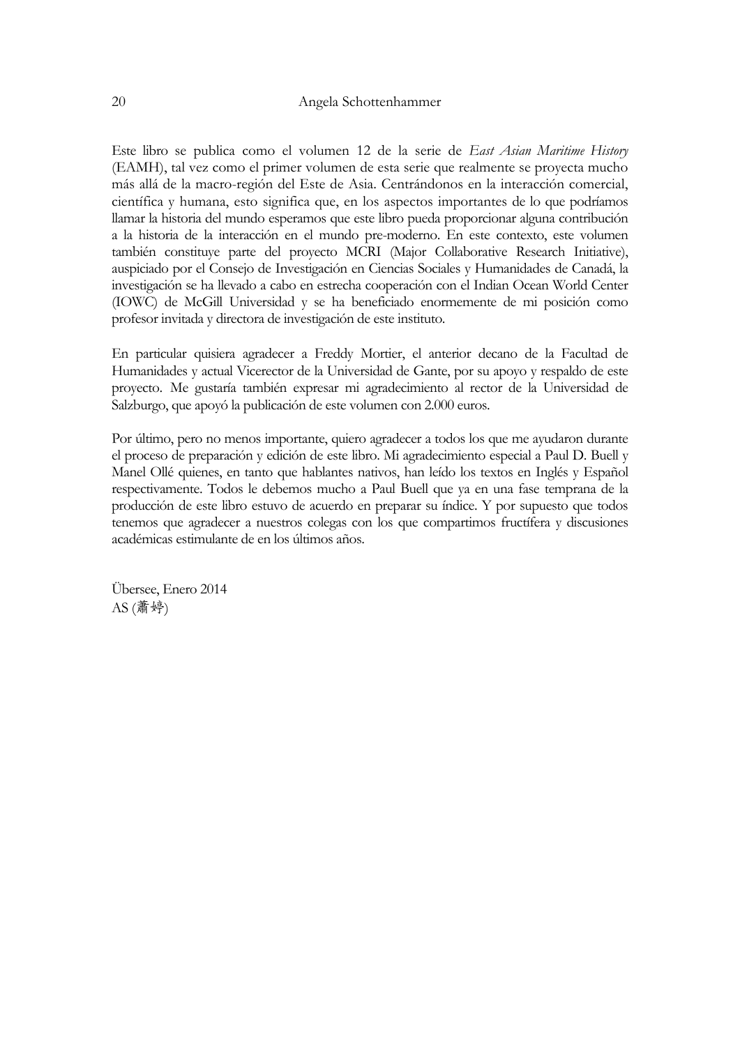Este libro se publica como el volumen 12 de la serie de *East Asian Maritime History* (EAMH), tal vez como el primer volumen de esta serie que realmente se proyecta mucho más allá de la macro-región del Este de Asia. Centrándonos en la interacción comercial, científica y humana, esto significa que, en los aspectos importantes de lo que podríamos llamar la historia del mundo esperamos que este libro pueda proporcionar alguna contribución a la historia de la interacción en el mundo pre-moderno. En este contexto, este volumen también constituye parte del proyecto MCRI (Major Collaborative Research Initiative), auspiciado por el Consejo de Investigación en Ciencias Sociales y Humanidades de Canadá, la investigación se ha llevado a cabo en estrecha cooperación con el Indian Ocean World Center (IOWC) de McGill Universidad y se ha beneficiado enormemente de mi posición como profesor invitada y directora de investigación de este instituto.

En particular quisiera agradecer a Freddy Mortier, el anterior decano de la Facultad de Humanidades y actual Vicerector de la Universidad de Gante, por su apoyo y respaldo de este proyecto. Me gustaría también expresar mi agradecimiento al rector de la Universidad de Salzburgo, que apoyó la publicación de este volumen con 2.000 euros.

Por último, pero no menos importante, quiero agradecer a todos los que me ayudaron durante el proceso de preparación y edición de este libro. Mi agradecimiento especial a Paul D. Buell y Manel Ollé quienes, en tanto que hablantes nativos, han leído los textos en Inglés y Español respectivamente. Todos le debemos mucho a Paul Buell que ya en una fase temprana de la producción de este libro estuvo de acuerdo en preparar su índice. Y por supuesto que todos tenemos que agradecer a nuestros colegas con los que compartimos fructífera y discusiones académicas estimulante de en los últimos años.

Übersee, Enero 2014
AS (蕭婷)